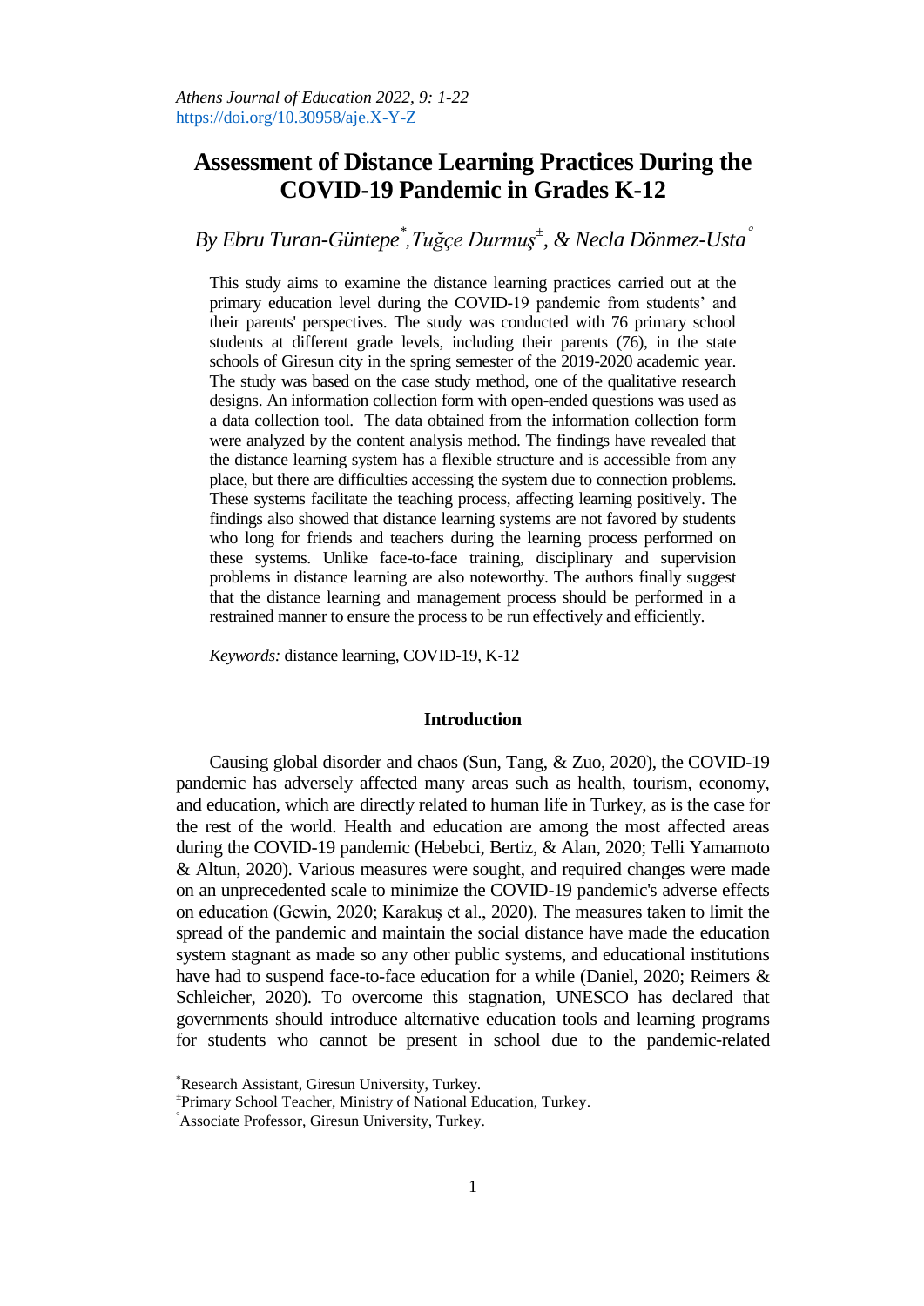*Athens Journal of Education 2022, 9: 1-22*
https://doi.org/10.30958/aje.X-Y-Z

# Assessment of Distance Learning Practices During the COVID-19 Pandemic in Grades K-12

*By Ebru Turan-Güntepe[*], Tuğçe Durmuş[±], & Necla Dönmez-Usta[°]*

This study aims to examine the distance learning practices carried out at the primary education level during the COVID-19 pandemic from students' and their parents' perspectives. The study was conducted with 76 primary school students at different grade levels, including their parents (76), in the state schools of Giresun city in the spring semester of the 2019-2020 academic year. The study was based on the case study method, one of the qualitative research designs. An information collection form with open-ended questions was used as a data collection tool. The data obtained from the information collection form were analyzed by the content analysis method. The findings have revealed that the distance learning system has a flexible structure and is accessible from any place, but there are difficulties accessing the system due to connection problems. These systems facilitate the teaching process, affecting learning positively. The findings also showed that distance learning systems are not favored by students who long for friends and teachers during the learning process performed on these systems. Unlike face-to-face training, disciplinary and supervision problems in distance learning are also noteworthy. The authors finally suggest that the distance learning and management process should be performed in a restrained manner to ensure the process to be run effectively and efficiently.

*Keywords:* distance learning, COVID-19, K-12

## Introduction

Causing global disorder and chaos (Sun, Tang, & Zuo, 2020), the COVID-19 pandemic has adversely affected many areas such as health, tourism, economy, and education, which are directly related to human life in Turkey, as is the case for the rest of the world. Health and education are among the most affected areas during the COVID-19 pandemic (Hebebci, Bertiz, & Alan, 2020; Telli Yamamoto & Altun, 2020). Various measures were sought, and required changes were made on an unprecedented scale to minimize the COVID-19 pandemic's adverse effects on education (Gewin, 2020; Karakuş et al., 2020). The measures taken to limit the spread of the pandemic and maintain the social distance have made the education system stagnant as made so any other public systems, and educational institutions have had to suspend face-to-face education for a while (Daniel, 2020; Reimers & Schleicher, 2020). To overcome this stagnation, UNESCO has declared that governments should introduce alternative education tools and learning programs for students who cannot be present in school due to the pandemic-related

---

[*] Research Assistant, Giresun University, Turkey.
[±] Primary School Teacher, Ministry of National Education, Turkey.
[°] Associate Professor, Giresun University, Turkey.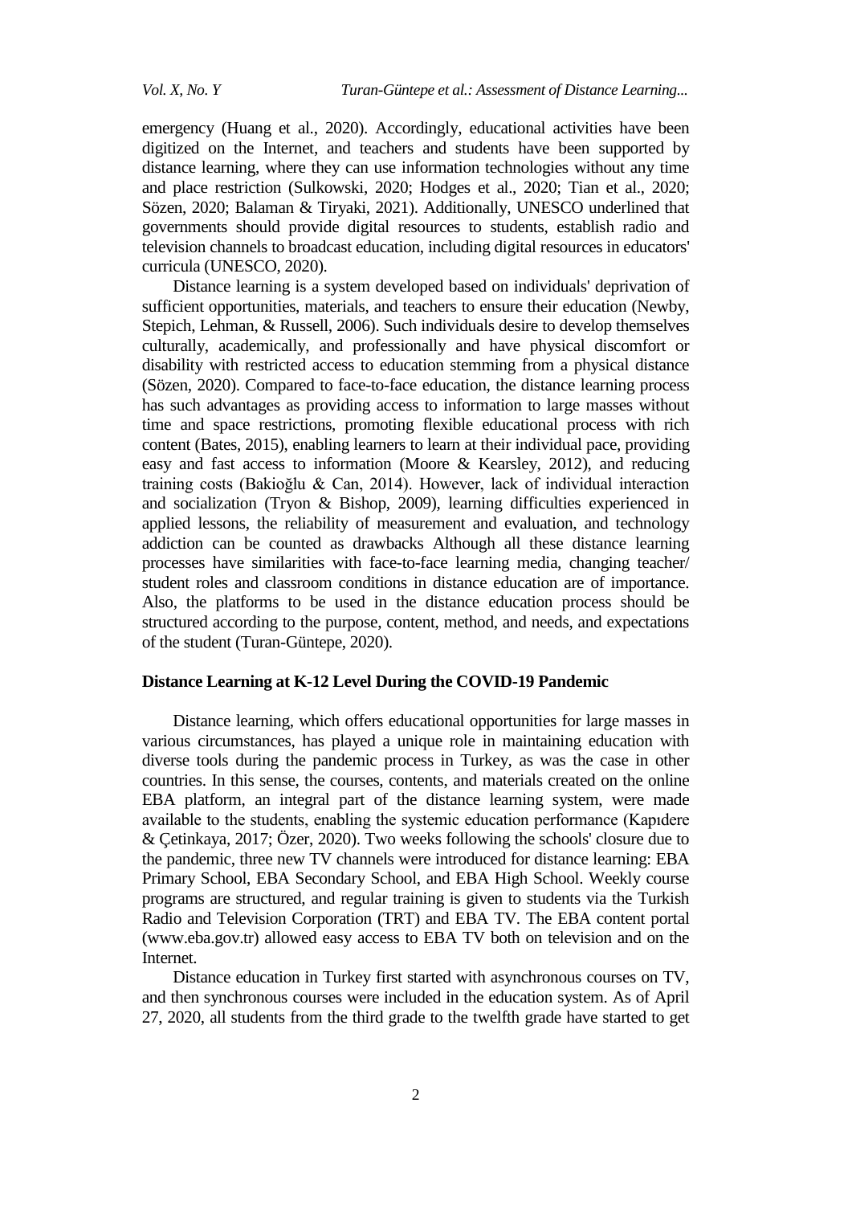emergency (Huang et al., 2020). Accordingly, educational activities have been digitized on the Internet, and teachers and students have been supported by distance learning, where they can use information technologies without any time and place restriction (Sulkowski, 2020; Hodges et al., 2020; Tian et al., 2020; Sözen, 2020; Balaman & Tiryaki, 2021). Additionally, UNESCO underlined that governments should provide digital resources to students, establish radio and television channels to broadcast education, including digital resources in educators' curricula (UNESCO, 2020).

Distance learning is a system developed based on individuals' deprivation of sufficient opportunities, materials, and teachers to ensure their education (Newby, Stepich, Lehman, & Russell, 2006). Such individuals desire to develop themselves culturally, academically, and professionally and have physical discomfort or disability with restricted access to education stemming from a physical distance (Sözen, 2020). Compared to face-to-face education, the distance learning process has such advantages as providing access to information to large masses without time and space restrictions, promoting flexible educational process with rich content (Bates, 2015), enabling learners to learn at their individual pace, providing easy and fast access to information (Moore & Kearsley, 2012), and reducing training costs (Bakioğlu & Can, 2014). However, lack of individual interaction and socialization (Tryon & Bishop, 2009), learning difficulties experienced in applied lessons, the reliability of measurement and evaluation, and technology addiction can be counted as drawbacks Although all these distance learning processes have similarities with face-to-face learning media, changing teacher/ student roles and classroom conditions in distance education are of importance. Also, the platforms to be used in the distance education process should be structured according to the purpose, content, method, and needs, and expectations of the student (Turan-Güntepe, 2020).

## Distance Learning at K-12 Level During the COVID-19 Pandemic

Distance learning, which offers educational opportunities for large masses in various circumstances, has played a unique role in maintaining education with diverse tools during the pandemic process in Turkey, as was the case in other countries. In this sense, the courses, contents, and materials created on the online EBA platform, an integral part of the distance learning system, were made available to the students, enabling the systemic education performance (Kapıdere & Çetinkaya, 2017; Özer, 2020). Two weeks following the schools' closure due to the pandemic, three new TV channels were introduced for distance learning: EBA Primary School, EBA Secondary School, and EBA High School. Weekly course programs are structured, and regular training is given to students via the Turkish Radio and Television Corporation (TRT) and EBA TV. The EBA content portal (www.eba.gov.tr) allowed easy access to EBA TV both on television and on the Internet.

Distance education in Turkey first started with asynchronous courses on TV, and then synchronous courses were included in the education system. As of April 27, 2020, all students from the third grade to the twelfth grade have started to get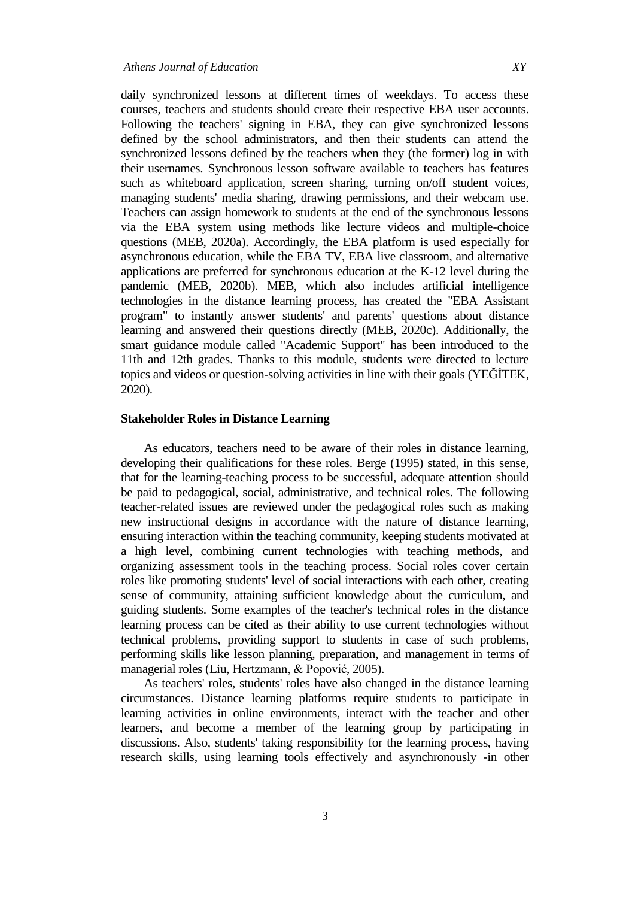daily synchronized lessons at different times of weekdays. To access these courses, teachers and students should create their respective EBA user accounts. Following the teachers' signing in EBA, they can give synchronized lessons defined by the school administrators, and then their students can attend the synchronized lessons defined by the teachers when they (the former) log in with their usernames. Synchronous lesson software available to teachers has features such as whiteboard application, screen sharing, turning on/off student voices, managing students' media sharing, drawing permissions, and their webcam use. Teachers can assign homework to students at the end of the synchronous lessons via the EBA system using methods like lecture videos and multiple-choice questions (MEB, 2020a). Accordingly, the EBA platform is used especially for asynchronous education, while the EBA TV, EBA live classroom, and alternative applications are preferred for synchronous education at the K-12 level during the pandemic (MEB, 2020b). MEB, which also includes artificial intelligence technologies in the distance learning process, has created the "EBA Assistant program" to instantly answer students' and parents' questions about distance learning and answered their questions directly (MEB, 2020c). Additionally, the smart guidance module called "Academic Support" has been introduced to the 11th and 12th grades. Thanks to this module, students were directed to lecture topics and videos or question-solving activities in line with their goals (YEĞİTEK, 2020).

**Stakeholder Roles in Distance Learning**

As educators, teachers need to be aware of their roles in distance learning, developing their qualifications for these roles. Berge (1995) stated, in this sense, that for the learning-teaching process to be successful, adequate attention should be paid to pedagogical, social, administrative, and technical roles. The following teacher-related issues are reviewed under the pedagogical roles such as making new instructional designs in accordance with the nature of distance learning, ensuring interaction within the teaching community, keeping students motivated at a high level, combining current technologies with teaching methods, and organizing assessment tools in the teaching process. Social roles cover certain roles like promoting students' level of social interactions with each other, creating sense of community, attaining sufficient knowledge about the curriculum, and guiding students. Some examples of the teacher's technical roles in the distance learning process can be cited as their ability to use current technologies without technical problems, providing support to students in case of such problems, performing skills like lesson planning, preparation, and management in terms of managerial roles (Liu, Hertzmann, & Popović, 2005).

As teachers' roles, students' roles have also changed in the distance learning circumstances. Distance learning platforms require students to participate in learning activities in online environments, interact with the teacher and other learners, and become a member of the learning group by participating in discussions. Also, students' taking responsibility for the learning process, having research skills, using learning tools effectively and asynchronously -in other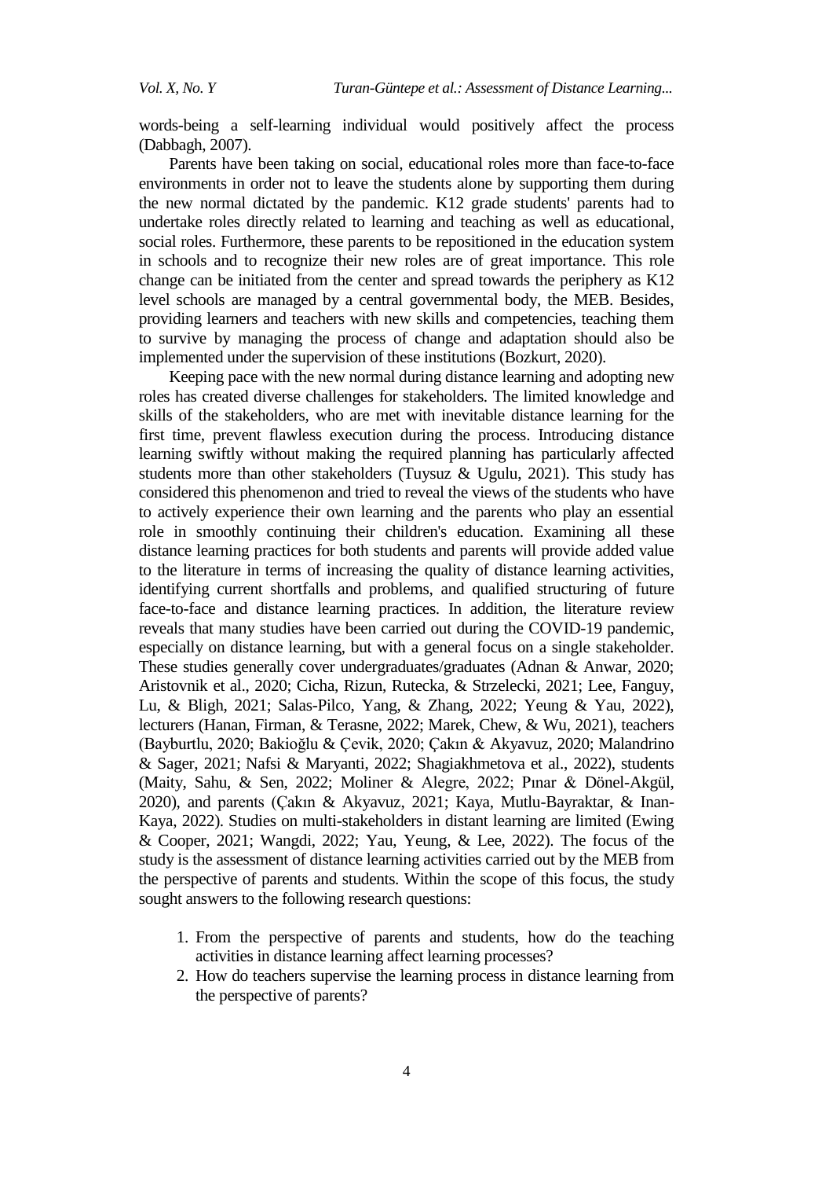words-being a self-learning individual would positively affect the process (Dabbagh, 2007).

Parents have been taking on social, educational roles more than face-to-face environments in order not to leave the students alone by supporting them during the new normal dictated by the pandemic. K12 grade students' parents had to undertake roles directly related to learning and teaching as well as educational, social roles. Furthermore, these parents to be repositioned in the education system in schools and to recognize their new roles are of great importance. This role change can be initiated from the center and spread towards the periphery as K12 level schools are managed by a central governmental body, the MEB. Besides, providing learners and teachers with new skills and competencies, teaching them to survive by managing the process of change and adaptation should also be implemented under the supervision of these institutions (Bozkurt, 2020).

Keeping pace with the new normal during distance learning and adopting new roles has created diverse challenges for stakeholders. The limited knowledge and skills of the stakeholders, who are met with inevitable distance learning for the first time, prevent flawless execution during the process. Introducing distance learning swiftly without making the required planning has particularly affected students more than other stakeholders (Tuysuz & Ugulu, 2021). This study has considered this phenomenon and tried to reveal the views of the students who have to actively experience their own learning and the parents who play an essential role in smoothly continuing their children's education. Examining all these distance learning practices for both students and parents will provide added value to the literature in terms of increasing the quality of distance learning activities, identifying current shortfalls and problems, and qualified structuring of future face-to-face and distance learning practices. In addition, the literature review reveals that many studies have been carried out during the COVID-19 pandemic, especially on distance learning, but with a general focus on a single stakeholder. These studies generally cover undergraduates/graduates (Adnan & Anwar, 2020; Aristovnik et al., 2020; Cicha, Rizun, Rutecka, & Strzelecki, 2021; Lee, Fanguy, Lu, & Bligh, 2021; Salas-Pilco, Yang, & Zhang, 2022; Yeung & Yau, 2022), lecturers (Hanan, Firman, & Terasne, 2022; Marek, Chew, & Wu, 2021), teachers (Bayburtlu, 2020; Bakioğlu & Çevik, 2020; Çakın & Akyavuz, 2020; Malandrino & Sager, 2021; Nafsi & Maryanti, 2022; Shagiakhmetova et al., 2022), students (Maity, Sahu, & Sen, 2022; Moliner & Alegre, 2022; Pınar & Dönel-Akgül, 2020), and parents (Çakın & Akyavuz, 2021; Kaya, Mutlu-Bayraktar, & Inan-Kaya, 2022). Studies on multi-stakeholders in distant learning are limited (Ewing & Cooper, 2021; Wangdi, 2022; Yau, Yeung, & Lee, 2022). The focus of the study is the assessment of distance learning activities carried out by the MEB from the perspective of parents and students. Within the scope of this focus, the study sought answers to the following research questions:

1. From the perspective of parents and students, how do the teaching activities in distance learning affect learning processes?
2. How do teachers supervise the learning process in distance learning from the perspective of parents?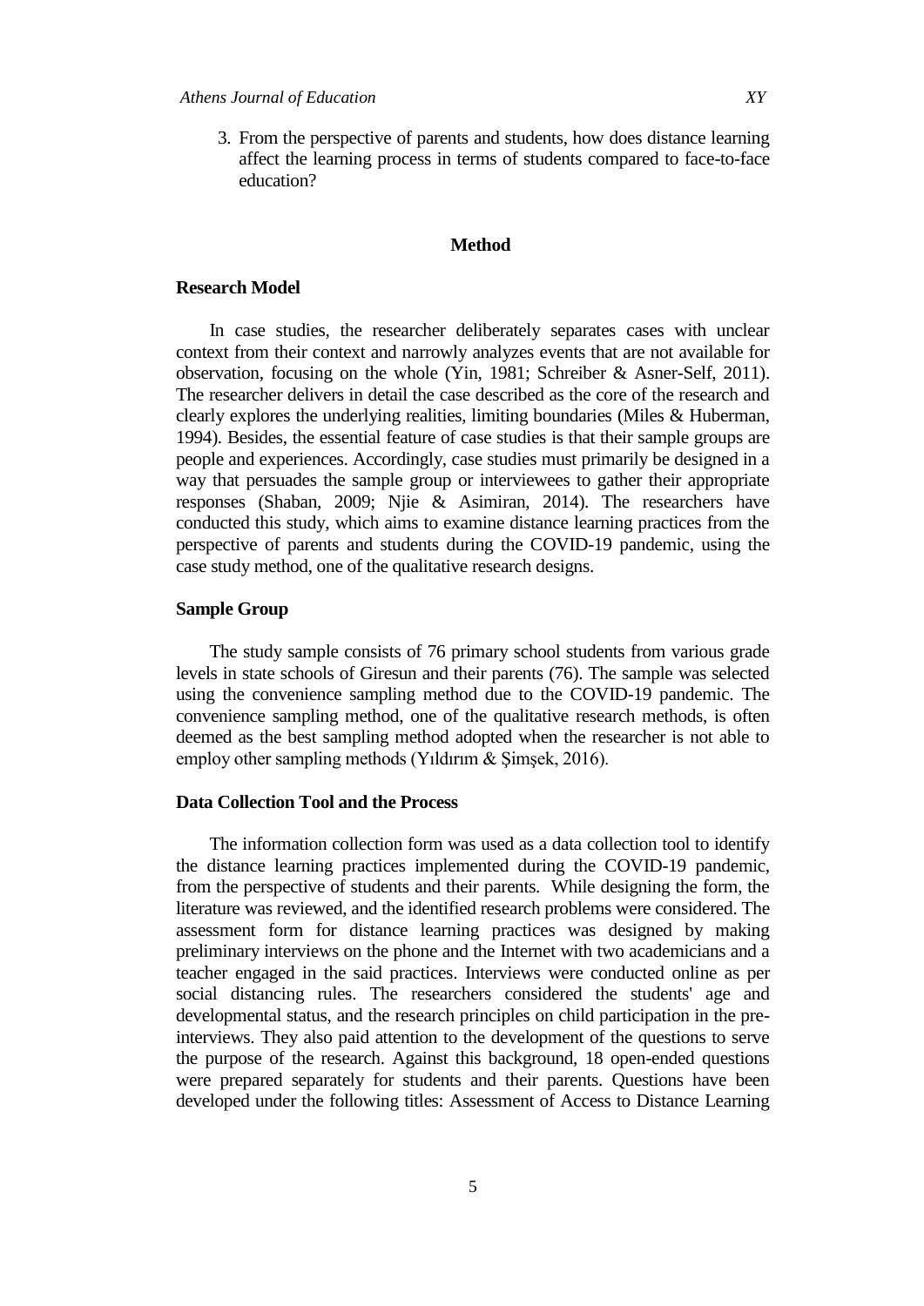3. From the perspective of parents and students, how does distance learning affect the learning process in terms of students compared to face-to-face education?

## Method

### Research Model

In case studies, the researcher deliberately separates cases with unclear context from their context and narrowly analyzes events that are not available for observation, focusing on the whole (Yin, 1981; Schreiber & Asner-Self, 2011). The researcher delivers in detail the case described as the core of the research and clearly explores the underlying realities, limiting boundaries (Miles & Huberman, 1994). Besides, the essential feature of case studies is that their sample groups are people and experiences. Accordingly, case studies must primarily be designed in a way that persuades the sample group or interviewees to gather their appropriate responses (Shaban, 2009; Njie & Asimiran, 2014). The researchers have conducted this study, which aims to examine distance learning practices from the perspective of parents and students during the COVID-19 pandemic, using the case study method, one of the qualitative research designs.

### Sample Group

The study sample consists of 76 primary school students from various grade levels in state schools of Giresun and their parents (76). The sample was selected using the convenience sampling method due to the COVID-19 pandemic. The convenience sampling method, one of the qualitative research methods, is often deemed as the best sampling method adopted when the researcher is not able to employ other sampling methods (Yıldırım & Şimşek, 2016).

### Data Collection Tool and the Process

The information collection form was used as a data collection tool to identify the distance learning practices implemented during the COVID-19 pandemic, from the perspective of students and their parents. While designing the form, the literature was reviewed, and the identified research problems were considered. The assessment form for distance learning practices was designed by making preliminary interviews on the phone and the Internet with two academicians and a teacher engaged in the said practices. Interviews were conducted online as per social distancing rules. The researchers considered the students' age and developmental status, and the research principles on child participation in the pre-interviews. They also paid attention to the development of the questions to serve the purpose of the research. Against this background, 18 open-ended questions were prepared separately for students and their parents. Questions have been developed under the following titles: Assessment of Access to Distance Learning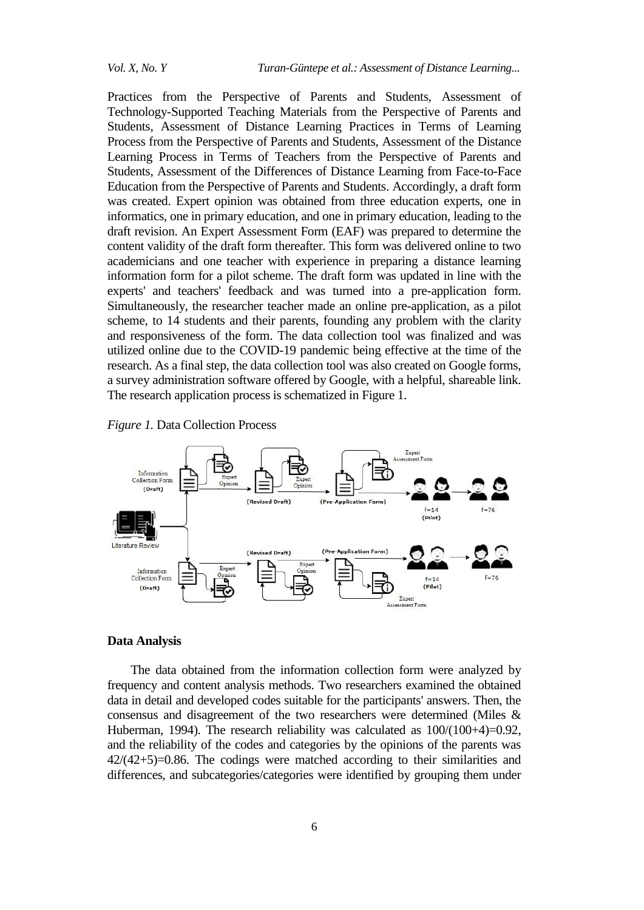Practices from the Perspective of Parents and Students, Assessment of Technology-Supported Teaching Materials from the Perspective of Parents and Students, Assessment of Distance Learning Practices in Terms of Learning Process from the Perspective of Parents and Students, Assessment of the Distance Learning Process in Terms of Teachers from the Perspective of Parents and Students, Assessment of the Differences of Distance Learning from Face-to-Face Education from the Perspective of Parents and Students. Accordingly, a draft form was created. Expert opinion was obtained from three education experts, one in informatics, one in primary education, and one in primary education, leading to the draft revision. An Expert Assessment Form (EAF) was prepared to determine the content validity of the draft form thereafter. This form was delivered online to two academicians and one teacher with experience in preparing a distance learning information form for a pilot scheme. The draft form was updated in line with the experts' and teachers' feedback and was turned into a pre-application form. Simultaneously, the researcher teacher made an online pre-application, as a pilot scheme, to 14 students and their parents, founding any problem with the clarity and responsiveness of the form. The data collection tool was finalized and was utilized online due to the COVID-19 pandemic being effective at the time of the research. As a final step, the data collection tool was also created on Google forms, a survey administration software offered by Google, with a helpful, shareable link. The research application process is schematized in Figure 1.

*Figure 1.* Data Collection Process

## Data Analysis

The data obtained from the information collection form were analyzed by frequency and content analysis methods. Two researchers examined the obtained data in detail and developed codes suitable for the participants' answers. Then, the consensus and disagreement of the two researchers were determined (Miles & Huberman, 1994). The research reliability was calculated as 100/(100+4)=0.92, and the reliability of the codes and categories by the opinions of the parents was 42/(42+5)=0.86. The codings were matched according to their similarities and differences, and subcategories/categories were identified by grouping them under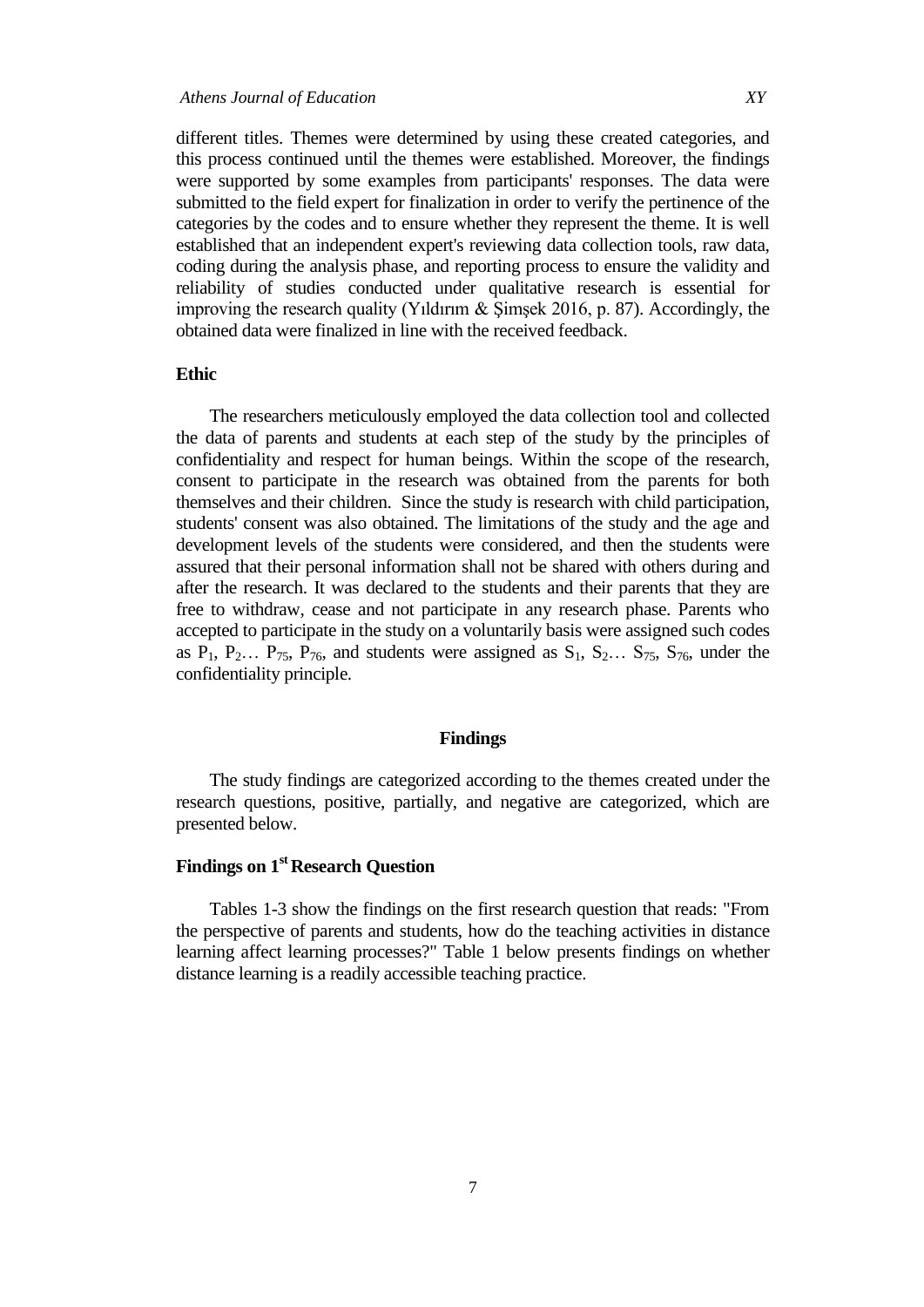different titles. Themes were determined by using these created categories, and this process continued until the themes were established. Moreover, the findings were supported by some examples from participants' responses. The data were submitted to the field expert for finalization in order to verify the pertinence of the categories by the codes and to ensure whether they represent the theme. It is well established that an independent expert's reviewing data collection tools, raw data, coding during the analysis phase, and reporting process to ensure the validity and reliability of studies conducted under qualitative research is essential for improving the research quality (Yıldırım & Şimşek 2016, p. 87). Accordingly, the obtained data were finalized in line with the received feedback.

### Ethic

The researchers meticulously employed the data collection tool and collected the data of parents and students at each step of the study by the principles of confidentiality and respect for human beings. Within the scope of the research, consent to participate in the research was obtained from the parents for both themselves and their children. Since the study is research with child participation, students' consent was also obtained. The limitations of the study and the age and development levels of the students were considered, and then the students were assured that their personal information shall not be shared with others during and after the research. It was declared to the students and their parents that they are free to withdraw, cease and not participate in any research phase. Parents who accepted to participate in the study on a voluntarily basis were assigned such codes as $P_1$, $P_2$… $P_{75}$, $P_{76}$, and students were assigned as $S_1$, $S_2$… $S_{75}$, $S_{76}$, under the confidentiality principle.

## Findings

The study findings are categorized according to the themes created under the research questions, positive, partially, and negative are categorized, which are presented below.

### Findings on 1st Research Question

Tables 1-3 show the findings on the first research question that reads: "From the perspective of parents and students, how do the teaching activities in distance learning affect learning processes?" Table 1 below presents findings on whether distance learning is a readily accessible teaching practice.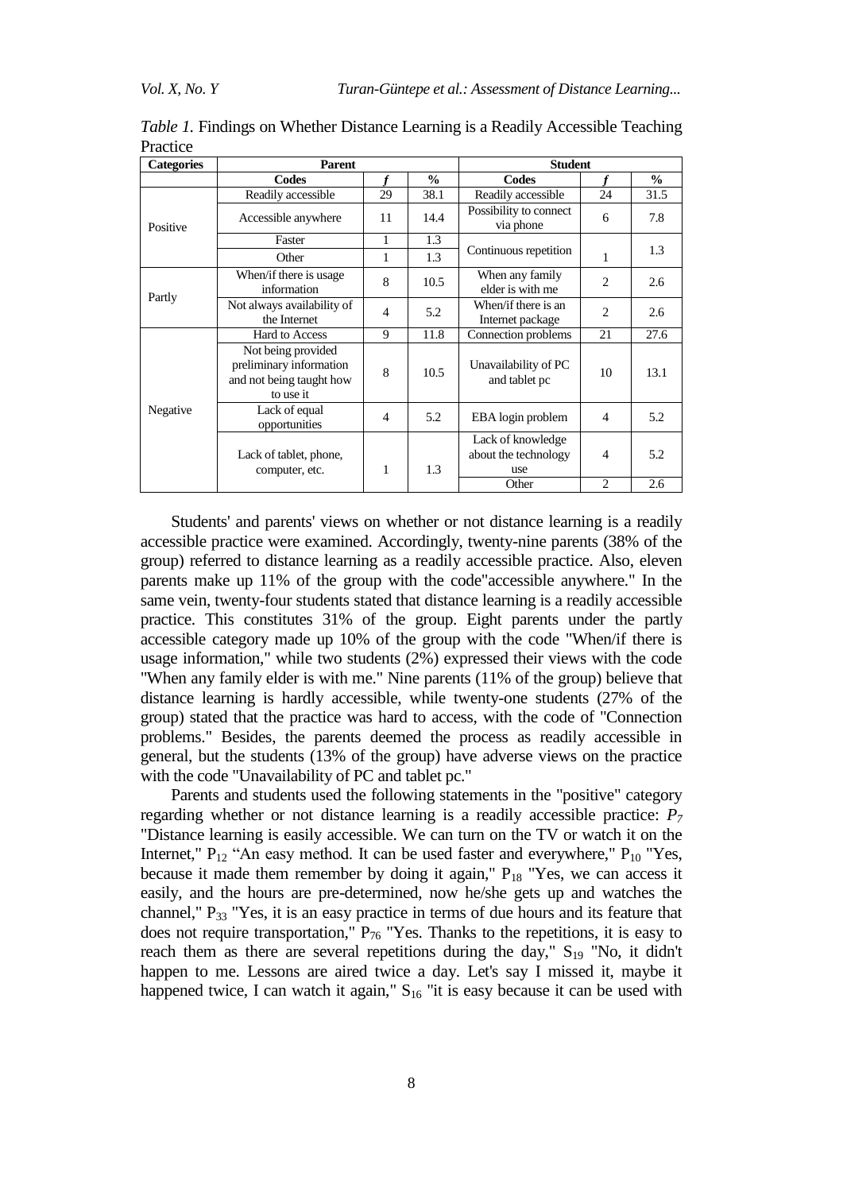*Table 1.* Findings on Whether Distance Learning is a Readily Accessible Teaching Practice

| Categories | Parent | | | Student | | |
|---|---|---|---|---|---|---|
| | **Codes** | ***f*** | **%** | **Codes** | ***f*** | **%** |
| Positive | Readily accessible | 29 | 38.1 | Readily accessible | 24 | 31.5 |
| | Accessible anywhere | 11 | 14.4 | Possibility to connect via phone | 6 | 7.8 |
| | Faster | 1 | 1.3 | Continuous repetition | 1 | 1.3 |
| | Other | 1 | 1.3 | | | |
| Partly | When/if there is usage information | 8 | 10.5 | When any family elder is with me | 2 | 2.6 |
| | Not always availability of the Internet | 4 | 5.2 | When/if there is an Internet package | 2 | 2.6 |
| Negative | Hard to Access | 9 | 11.8 | Connection problems | 21 | 27.6 |
| | Not being provided preliminary information and not being taught how to use it | 8 | 10.5 | Unavailability of PC and tablet pc | 10 | 13.1 |
| | Lack of equal opportunities | 4 | 5.2 | EBA login problem | 4 | 5.2 |
| | Lack of tablet, phone, computer, etc. | 1 | 1.3 | Lack of knowledge about the technology use | 4 | 5.2 |
| | | | | Other | 2 | 2.6 |

Students' and parents' views on whether or not distance learning is a readily accessible practice were examined. Accordingly, twenty-nine parents (38% of the group) referred to distance learning as a readily accessible practice. Also, eleven parents make up 11% of the group with the code"accessible anywhere." In the same vein, twenty-four students stated that distance learning is a readily accessible practice. This constitutes 31% of the group. Eight parents under the partly accessible category made up 10% of the group with the code "When/if there is usage information," while two students (2%) expressed their views with the code "When any family elder is with me." Nine parents (11% of the group) believe that distance learning is hardly accessible, while twenty-one students (27% of the group) stated that the practice was hard to access, with the code of "Connection problems." Besides, the parents deemed the process as readily accessible in general, but the students (13% of the group) have adverse views on the practice with the code "Unavailability of PC and tablet pc."

Parents and students used the following statements in the "positive" category regarding whether or not distance learning is a readily accessible practice: $P_7$ "Distance learning is easily accessible. We can turn on the TV or watch it on the Internet," $P_{12}$ "An easy method. It can be used faster and everywhere," $P_{10}$ "Yes, because it made them remember by doing it again," $P_{18}$ "Yes, we can access it easily, and the hours are pre-determined, now he/she gets up and watches the channel," $P_{33}$ "Yes, it is an easy practice in terms of due hours and its feature that does not require transportation," $P_{76}$ "Yes. Thanks to the repetitions, it is easy to reach them as there are several repetitions during the day," $S_{19}$ "No, it didn't happen to me. Lessons are aired twice a day. Let's say I missed it, maybe it happened twice, I can watch it again," $S_{16}$ "it is easy because it can be used with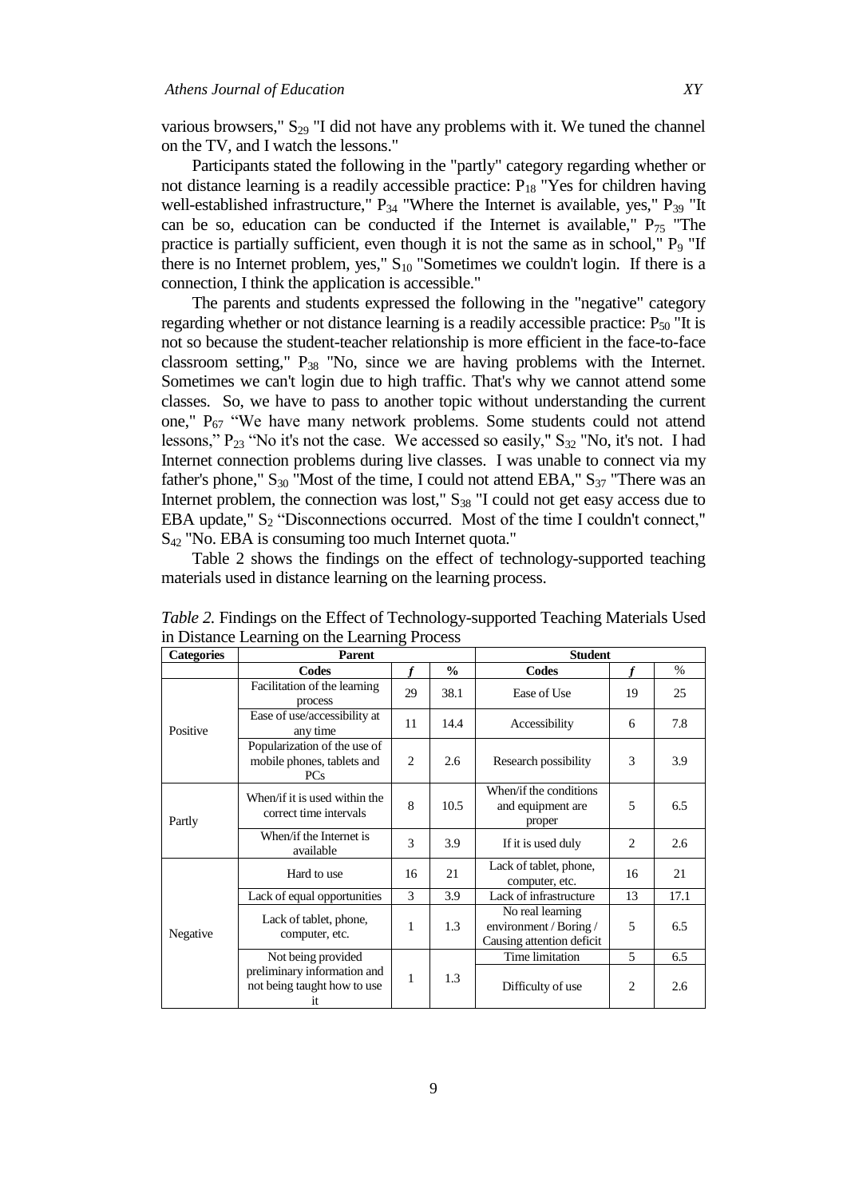various browsers," $S_{29}$ "I did not have any problems with it. We tuned the channel on the TV, and I watch the lessons."

Participants stated the following in the "partly" category regarding whether or not distance learning is a readily accessible practice: $P_{18}$ "Yes for children having well-established infrastructure," $P_{34}$ "Where the Internet is available, yes," $P_{39}$ "It can be so, education can be conducted if the Internet is available," $P_{75}$ "The practice is partially sufficient, even though it is not the same as in school," $P_9$ "If there is no Internet problem, yes," $S_{10}$ "Sometimes we couldn't login. If there is a connection, I think the application is accessible."

The parents and students expressed the following in the "negative" category regarding whether or not distance learning is a readily accessible practice: $P_{50}$ "It is not so because the student-teacher relationship is more efficient in the face-to-face classroom setting," $P_{38}$ "No, since we are having problems with the Internet. Sometimes we can't login due to high traffic. That's why we cannot attend some classes. So, we have to pass to another topic without understanding the current one," $P_{67}$ "We have many network problems. Some students could not attend lessons," $P_{23}$ "No it's not the case. We accessed so easily," $S_{32}$ "No, it's not. I had Internet connection problems during live classes. I was unable to connect via my father's phone," $S_{30}$ "Most of the time, I could not attend EBA," $S_{37}$ "There was an Internet problem, the connection was lost," $S_{38}$ "I could not get easy access due to EBA update," $S_2$ "Disconnections occurred. Most of the time I couldn't connect," $S_{42}$ "No. EBA is consuming too much Internet quota."

Table 2 shows the findings on the effect of technology-supported teaching materials used in distance learning on the learning process.

*Table 2.* Findings on the Effect of Technology-supported Teaching Materials Used in Distance Learning on the Learning Process

| Categories | Parent | | | Student | | |
|---|---|---|---|---|---|---|
| | **Codes** | ***f*** | **%** | **Codes** | ***f*** | % |
| Positive | Facilitation of the learning process | 29 | 38.1 | Ease of Use | 19 | 25 |
| | Ease of use/accessibility at any time | 11 | 14.4 | Accessibility | 6 | 7.8 |
| | Popularization of the use of mobile phones, tablets and PCs | 2 | 2.6 | Research possibility | 3 | 3.9 |
| Partly | When/if it is used within the correct time intervals | 8 | 10.5 | When/if the conditions and equipment are proper | 5 | 6.5 |
| | When/if the Internet is available | 3 | 3.9 | If it is used duly | 2 | 2.6 |
| Negative | Hard to use | 16 | 21 | Lack of tablet, phone, computer, etc. | 16 | 21 |
| | Lack of equal opportunities | 3 | 3.9 | Lack of infrastructure | 13 | 17.1 |
| | Lack of tablet, phone, computer, etc. | 1 | 1.3 | No real learning environment / Boring / Causing attention deficit | 5 | 6.5 |
| | Not being provided preliminary information and not being taught how to use it | 1 | 1.3 | Time limitation | 5 | 6.5 |
| | | | | Difficulty of use | 2 | 2.6 |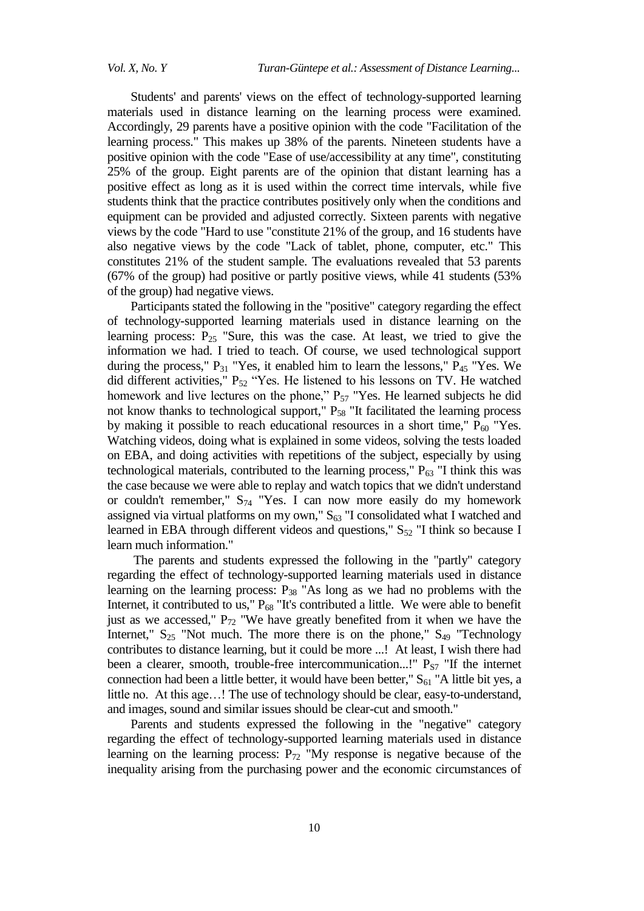Students' and parents' views on the effect of technology-supported learning materials used in distance learning on the learning process were examined. Accordingly, 29 parents have a positive opinion with the code "Facilitation of the learning process." This makes up 38% of the parents. Nineteen students have a positive opinion with the code "Ease of use/accessibility at any time", constituting 25% of the group. Eight parents are of the opinion that distant learning has a positive effect as long as it is used within the correct time intervals, while five students think that the practice contributes positively only when the conditions and equipment can be provided and adjusted correctly. Sixteen parents with negative views by the code "Hard to use "constitute 21% of the group, and 16 students have also negative views by the code "Lack of tablet, phone, computer, etc." This constitutes 21% of the student sample. The evaluations revealed that 53 parents (67% of the group) had positive or partly positive views, while 41 students (53% of the group) had negative views.

Participants stated the following in the "positive" category regarding the effect of technology-supported learning materials used in distance learning on the learning process: $P_{25}$ "Sure, this was the case. At least, we tried to give the information we had. I tried to teach. Of course, we used technological support during the process," $P_{31}$ "Yes, it enabled him to learn the lessons," $P_{45}$ "Yes. We did different activities," $P_{52}$ "Yes. He listened to his lessons on TV. He watched homework and live lectures on the phone," $P_{57}$ "Yes. He learned subjects he did not know thanks to technological support," $P_{58}$ "It facilitated the learning process by making it possible to reach educational resources in a short time," $P_{60}$ "Yes. Watching videos, doing what is explained in some videos, solving the tests loaded on EBA, and doing activities with repetitions of the subject, especially by using technological materials, contributed to the learning process," $P_{63}$ "I think this was the case because we were able to replay and watch topics that we didn't understand or couldn't remember," $S_{74}$ "Yes. I can now more easily do my homework assigned via virtual platforms on my own," $S_{63}$ "I consolidated what I watched and learned in EBA through different videos and questions," $S_{52}$ "I think so because I learn much information."

The parents and students expressed the following in the "partly" category regarding the effect of technology-supported learning materials used in distance learning on the learning process: $P_{38}$ "As long as we had no problems with the Internet, it contributed to us," $P_{68}$ "It's contributed a little. We were able to benefit just as we accessed," $P_{72}$ "We have greatly benefited from it when we have the Internet," $S_{25}$ "Not much. The more there is on the phone," $S_{49}$ "Technology contributes to distance learning, but it could be more ...! At least, I wish there had been a clearer, smooth, trouble-free intercommunication...!" $P_{S7}$ "If the internet connection had been a little better, it would have been better," $S_{61}$ "A little bit yes, a little no. At this age…! The use of technology should be clear, easy-to-understand, and images, sound and similar issues should be clear-cut and smooth."

Parents and students expressed the following in the "negative" category regarding the effect of technology-supported learning materials used in distance learning on the learning process: $P_{72}$ "My response is negative because of the inequality arising from the purchasing power and the economic circumstances of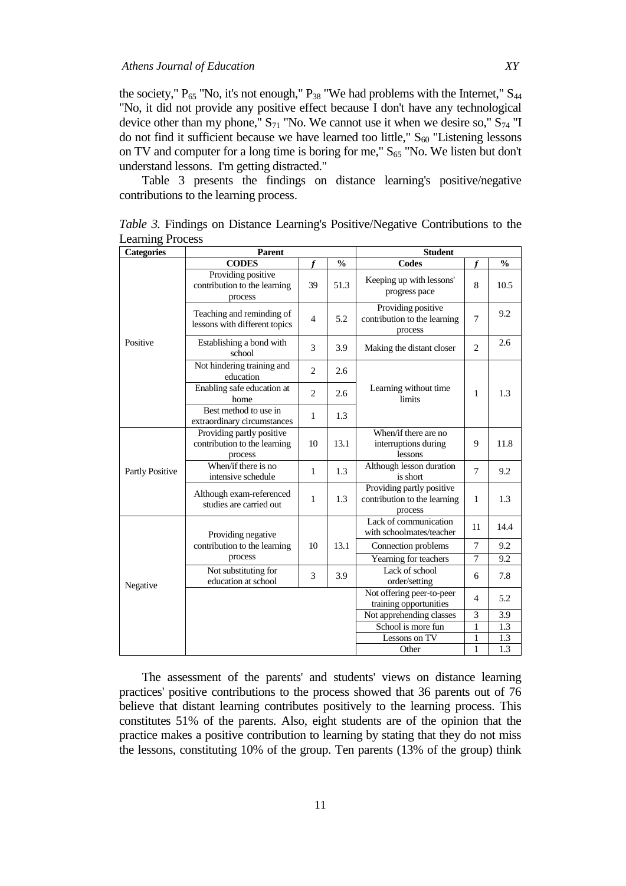the society," $P_{65}$ "No, it's not enough," $P_{38}$ "We had problems with the Internet," $S_{44}$ "No, it did not provide any positive effect because I don't have any technological device other than my phone," $S_{71}$ "No. We cannot use it when we desire so," $S_{74}$ "I do not find it sufficient because we have learned too little," $S_{60}$ "Listening lessons on TV and computer for a long time is boring for me," $S_{65}$ "No. We listen but don't understand lessons. I'm getting distracted."

Table 3 presents the findings on distance learning's positive/negative contributions to the learning process.

*Table 3.* Findings on Distance Learning's Positive/Negative Contributions to the Learning Process

| Categories | Parent | | | Student | | |
|---|---|---|---|---|---|---|
| | **CODES** | ***f*** | **%** | **Codes** | ***f*** | **%** |
| Positive | Providing positive contribution to the learning process | 39 | 51.3 | Keeping up with lessons' progress pace | 8 | 10.5 |
| | Teaching and reminding of lessons with different topics | 4 | 5.2 | Providing positive contribution to the learning process | 7 | 9.2 |
| | Establishing a bond with school | 3 | 3.9 | Making the distant closer | 2 | 2.6 |
| | Not hindering training and education | 2 | 2.6 | Learning without time limits | 1 | 1.3 |
| | Enabling safe education at home | 2 | 2.6 | | | |
| | Best method to use in extraordinary circumstances | 1 | 1.3 | | | |
| Partly Positive | Providing partly positive contribution to the learning process | 10 | 13.1 | When/if there are no interruptions during lessons | 9 | 11.8 |
| | When/if there is no intensive schedule | 1 | 1.3 | Although lesson duration is short | 7 | 9.2 |
| | Although exam-referenced studies are carried out | 1 | 1.3 | Providing partly positive contribution to the learning process | 1 | 1.3 |
| Negative | Providing negative contribution to the learning process | 10 | 13.1 | Lack of communication with schoolmates/teacher | 11 | 14.4 |
| | | | | Connection problems | 7 | 9.2 |
| | | | | Yearning for teachers | 7 | 9.2 |
| | Not substituting for education at school | 3 | 3.9 | Lack of school order/setting | 6 | 7.8 |
| | | | | Not offering peer-to-peer training opportunities | 4 | 5.2 |
| | | | | Not apprehending classes | 3 | 3.9 |
| | | | | School is more fun | 1 | 1.3 |
| | | | | Lessons on TV | 1 | 1.3 |
| | | | | Other | 1 | 1.3 |

The assessment of the parents' and students' views on distance learning practices' positive contributions to the process showed that 36 parents out of 76 believe that distant learning contributes positively to the learning process. This constitutes 51% of the parents. Also, eight students are of the opinion that the practice makes a positive contribution to learning by stating that they do not miss the lessons, constituting 10% of the group. Ten parents (13% of the group) think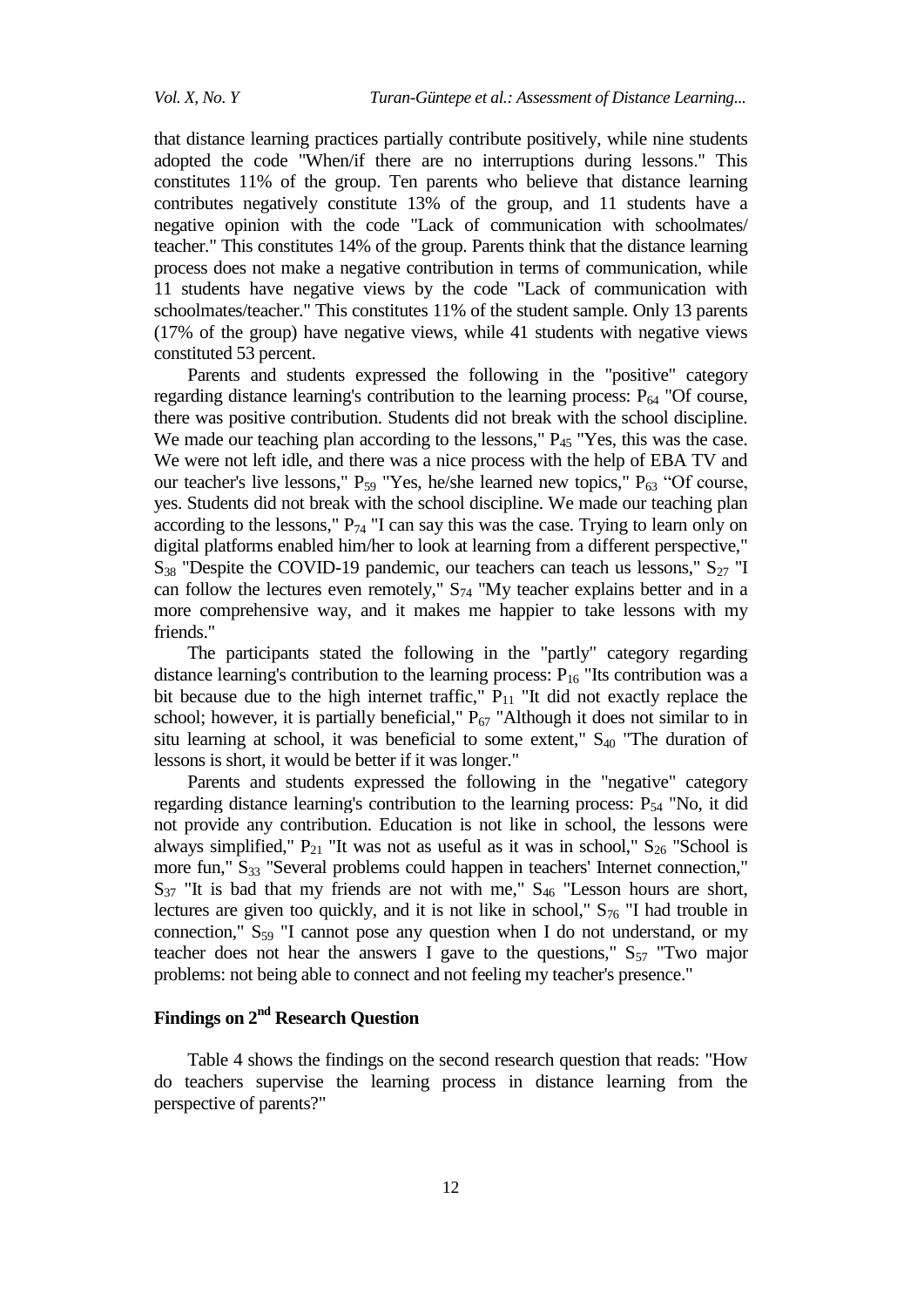that distance learning practices partially contribute positively, while nine students adopted the code "When/if there are no interruptions during lessons." This constitutes 11% of the group. Ten parents who believe that distance learning contributes negatively constitute 13% of the group, and 11 students have a negative opinion with the code "Lack of communication with schoolmates/ teacher." This constitutes 14% of the group. Parents think that the distance learning process does not make a negative contribution in terms of communication, while 11 students have negative views by the code "Lack of communication with schoolmates/teacher." This constitutes 11% of the student sample. Only 13 parents (17% of the group) have negative views, while 41 students with negative views constituted 53 percent.

Parents and students expressed the following in the "positive" category regarding distance learning's contribution to the learning process: $P_{64}$ "Of course, there was positive contribution. Students did not break with the school discipline. We made our teaching plan according to the lessons," $P_{45}$ "Yes, this was the case. We were not left idle, and there was a nice process with the help of EBA TV and our teacher's live lessons," $P_{59}$ "Yes, he/she learned new topics," $P_{63}$ "Of course, yes. Students did not break with the school discipline. We made our teaching plan according to the lessons," $P_{74}$ "I can say this was the case. Trying to learn only on digital platforms enabled him/her to look at learning from a different perspective," $S_{38}$ "Despite the COVID-19 pandemic, our teachers can teach us lessons," $S_{27}$ "I can follow the lectures even remotely," $S_{74}$ "My teacher explains better and in a more comprehensive way, and it makes me happier to take lessons with my friends."

The participants stated the following in the "partly" category regarding distance learning's contribution to the learning process: $P_{16}$ "Its contribution was a bit because due to the high internet traffic," $P_{11}$ "It did not exactly replace the school; however, it is partially beneficial," $P_{67}$ "Although it does not similar to in situ learning at school, it was beneficial to some extent," $S_{40}$ "The duration of lessons is short, it would be better if it was longer."

Parents and students expressed the following in the "negative" category regarding distance learning's contribution to the learning process: $P_{54}$ "No, it did not provide any contribution. Education is not like in school, the lessons were always simplified," $P_{21}$ "It was not as useful as it was in school," $S_{26}$ "School is more fun," $S_{33}$ "Several problems could happen in teachers' Internet connection," $S_{37}$ "It is bad that my friends are not with me," $S_{46}$ "Lesson hours are short, lectures are given too quickly, and it is not like in school," $S_{76}$ "I had trouble in connection," $S_{59}$ "I cannot pose any question when I do not understand, or my teacher does not hear the answers I gave to the questions," $S_{57}$ "Two major problems: not being able to connect and not feeling my teacher's presence."

## Findings on 2nd Research Question

Table 4 shows the findings on the second research question that reads: "How do teachers supervise the learning process in distance learning from the perspective of parents?"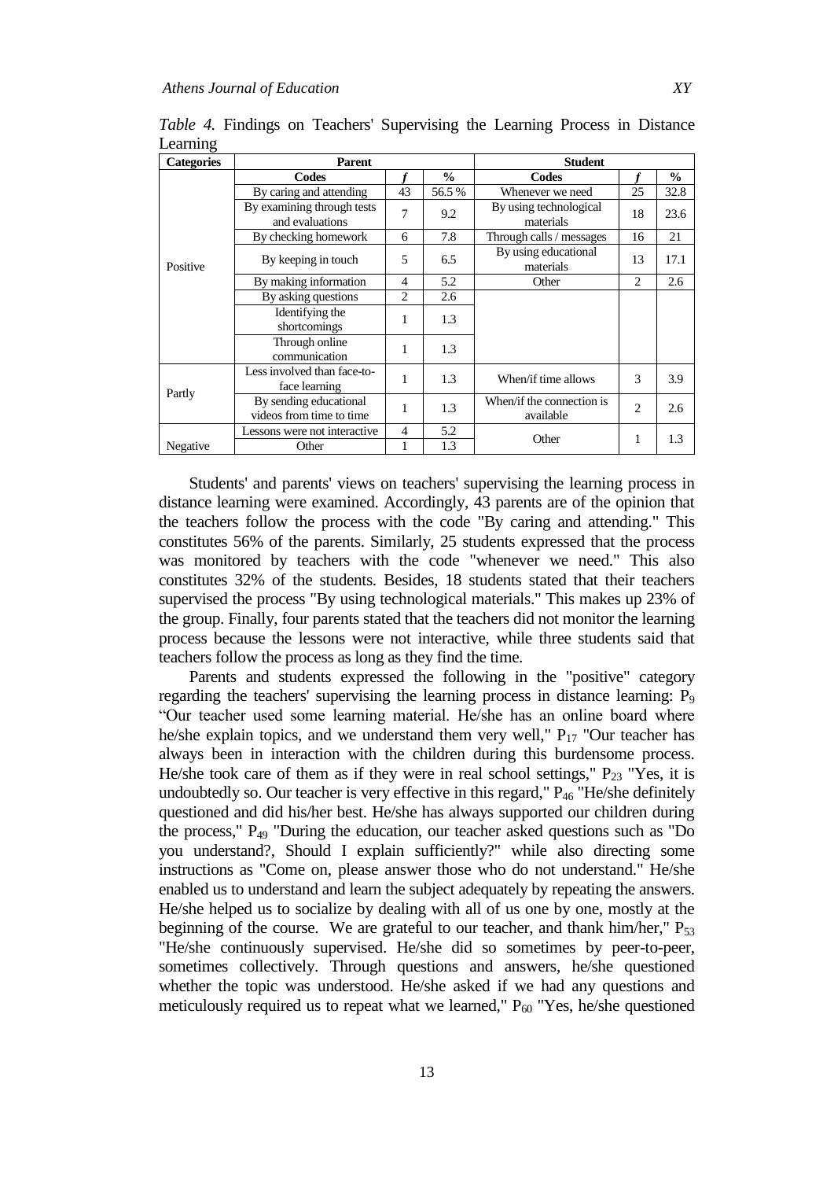*Table 4.* Findings on Teachers' Supervising the Learning Process in Distance Learning

| Categories | Parent | | | Student | | |
|---|---|---|---|---|---|---|
| | **Codes** | ***f*** | **%** | **Codes** | ***f*** | **%** |
| Positive | By caring and attending | 43 | 56.5 % | Whenever we need | 25 | 32.8 |
| | By examining through tests and evaluations | 7 | 9.2 | By using technological materials | 18 | 23.6 |
| | By checking homework | 6 | 7.8 | Through calls / messages | 16 | 21 |
| | By keeping in touch | 5 | 6.5 | By using educational materials | 13 | 17.1 |
| | By making information | 4 | 5.2 | Other | 2 | 2.6 |
| | By asking questions | 2 | 2.6 | | | |
| | Identifying the shortcomings | 1 | 1.3 | | | |
| | Through online communication | 1 | 1.3 | | | |
| Partly | Less involved than face-to-face learning | 1 | 1.3 | When/if time allows | 3 | 3.9 |
| | By sending educational videos from time to time | 1 | 1.3 | When/if the connection is available | 2 | 2.6 |
| Negative | Lessons were not interactive | 4 | 5.2 | Other | 1 | 1.3 |
| | Other | 1 | 1.3 | | | |

Students' and parents' views on teachers' supervising the learning process in distance learning were examined. Accordingly, 43 parents are of the opinion that the teachers follow the process with the code "By caring and attending." This constitutes 56% of the parents. Similarly, 25 students expressed that the process was monitored by teachers with the code "whenever we need." This also constitutes 32% of the students. Besides, 18 students stated that their teachers supervised the process "By using technological materials." This makes up 23% of the group. Finally, four parents stated that the teachers did not monitor the learning process because the lessons were not interactive, while three students said that teachers follow the process as long as they find the time.

Parents and students expressed the following in the "positive" category regarding the teachers' supervising the learning process in distance learning: $P_9$ "Our teacher used some learning material. He/she has an online board where he/she explain topics, and we understand them very well," $P_{17}$ "Our teacher has always been in interaction with the children during this burdensome process. He/she took care of them as if they were in real school settings," $P_{23}$ "Yes, it is undoubtedly so. Our teacher is very effective in this regard," $P_{46}$ "He/she definitely questioned and did his/her best. He/she has always supported our children during the process," $P_{49}$ "During the education, our teacher asked questions such as "Do you understand?, Should I explain sufficiently?" while also directing some instructions as "Come on, please answer those who do not understand." He/she enabled us to understand and learn the subject adequately by repeating the answers. He/she helped us to socialize by dealing with all of us one by one, mostly at the beginning of the course. We are grateful to our teacher, and thank him/her," $P_{53}$ "He/she continuously supervised. He/she did so sometimes by peer-to-peer, sometimes collectively. Through questions and answers, he/she questioned whether the topic was understood. He/she asked if we had any questions and meticulously required us to repeat what we learned," $P_{60}$ "Yes, he/she questioned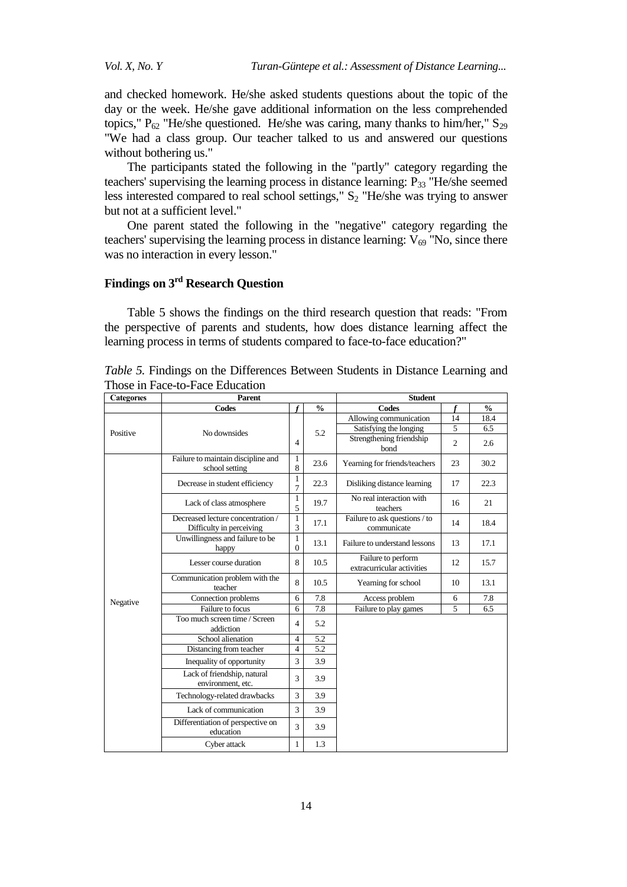and checked homework. He/she asked students questions about the topic of the day or the week. He/she gave additional information on the less comprehended topics," $P_{62}$ "He/she questioned. He/she was caring, many thanks to him/her," $S_{29}$ "We had a class group. Our teacher talked to us and answered our questions without bothering us."

The participants stated the following in the "partly" category regarding the teachers' supervising the learning process in distance learning: $P_{33}$ "He/she seemed less interested compared to real school settings," $S_2$ "He/she was trying to answer but not at a sufficient level."

One parent stated the following in the "negative" category regarding the teachers' supervising the learning process in distance learning: $V_{69}$ "No, since there was no interaction in every lesson."

## Findings on 3rd Research Question

Table 5 shows the findings on the third research question that reads: "From the perspective of parents and students, how does distance learning affect the learning process in terms of students compared to face-to-face education?"

*Table 5.* Findings on the Differences Between Students in Distance Learning and Those in Face-to-Face Education

| Categories | Parent | | | Student | | |
|---|---|---|---|---|---|---|
| | Codes | f | % | Codes | f | % |
| Positive | No downsides | 4 | 5.2 | Allowing communication | 14 | 18.4 |
| | | | | Satisfying the longing | 5 | 6.5 |
| | | | | Strengthening friendship bond | 2 | 2.6 |
| Negative | Failure to maintain discipline and school setting | 18 | 23.6 | Yearning for friends/teachers | 23 | 30.2 |
| | Decrease in student efficiency | 17 | 22.3 | Disliking distance learning | 17 | 22.3 |
| | Lack of class atmosphere | 15 | 19.7 | No real interaction with teachers | 16 | 21 |
| | Decreased lecture concentration / Difficulty in perceiving | 13 | 17.1 | Failure to ask questions / to communicate | 14 | 18.4 |
| | Unwillingness and failure to be happy | 10 | 13.1 | Failure to understand lessons | 13 | 17.1 |
| | Lesser course duration | 8 | 10.5 | Failure to perform extracurricular activities | 12 | 15.7 |
| | Communication problem with the teacher | 8 | 10.5 | Yearning for school | 10 | 13.1 |
| | Connection problems | 6 | 7.8 | Access problem | 6 | 7.8 |
| | Failure to focus | 6 | 7.8 | Failure to play games | 5 | 6.5 |
| | Too much screen time / Screen addiction | 4 | 5.2 | | | |
| | School alienation | 4 | 5.2 | | | |
| | Distancing from teacher | 4 | 5.2 | | | |
| | Inequality of opportunity | 3 | 3.9 | | | |
| | Lack of friendship, natural environment, etc. | 3 | 3.9 | | | |
| | Technology-related drawbacks | 3 | 3.9 | | | |
| | Lack of communication | 3 | 3.9 | | | |
| | Differentiation of perspective on education | 3 | 3.9 | | | |
| | Cyber attack | 1 | 1.3 | | | |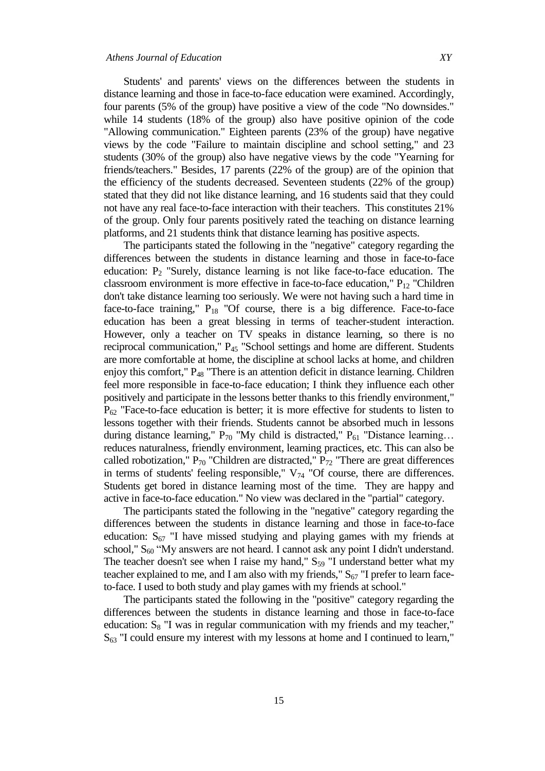Students' and parents' views on the differences between the students in distance learning and those in face-to-face education were examined. Accordingly, four parents (5% of the group) have positive a view of the code "No downsides." while 14 students (18% of the group) also have positive opinion of the code "Allowing communication." Eighteen parents (23% of the group) have negative views by the code "Failure to maintain discipline and school setting," and 23 students (30% of the group) also have negative views by the code "Yearning for friends/teachers." Besides, 17 parents (22% of the group) are of the opinion that the efficiency of the students decreased. Seventeen students (22% of the group) stated that they did not like distance learning, and 16 students said that they could not have any real face-to-face interaction with their teachers. This constitutes 21% of the group. Only four parents positively rated the teaching on distance learning platforms, and 21 students think that distance learning has positive aspects.

The participants stated the following in the "negative" category regarding the differences between the students in distance learning and those in face-to-face education: $P_2$ "Surely, distance learning is not like face-to-face education. The classroom environment is more effective in face-to-face education," $P_{12}$ "Children don't take distance learning too seriously. We were not having such a hard time in face-to-face training," $P_{18}$ "Of course, there is a big difference. Face-to-face education has been a great blessing in terms of teacher-student interaction. However, only a teacher on TV speaks in distance learning, so there is no reciprocal communication," $P_{45}$ "School settings and home are different. Students are more comfortable at home, the discipline at school lacks at home, and children enjoy this comfort," $P_{48}$ "There is an attention deficit in distance learning. Children feel more responsible in face-to-face education; I think they influence each other positively and participate in the lessons better thanks to this friendly environment," $P_{62}$ "Face-to-face education is better; it is more effective for students to listen to lessons together with their friends. Students cannot be absorbed much in lessons during distance learning," $P_{70}$ "My child is distracted," $P_{61}$ "Distance learning… reduces naturalness, friendly environment, learning practices, etc. This can also be called robotization," $P_{70}$ "Children are distracted," $P_{72}$ "There are great differences in terms of students' feeling responsible," $V_{74}$ "Of course, there are differences. Students get bored in distance learning most of the time. They are happy and active in face-to-face education." No view was declared in the "partial" category.

The participants stated the following in the "negative" category regarding the differences between the students in distance learning and those in face-to-face education: $S_{67}$ "I have missed studying and playing games with my friends at school," $S_{60}$ "My answers are not heard. I cannot ask any point I didn't understand. The teacher doesn't see when I raise my hand," $S_{59}$ "I understand better what my teacher explained to me, and I am also with my friends," $S_{67}$ "I prefer to learn face-to-face. I used to both study and play games with my friends at school."

The participants stated the following in the "positive" category regarding the differences between the students in distance learning and those in face-to-face education: $S_8$ "I was in regular communication with my friends and my teacher," $S_{63}$ "I could ensure my interest with my lessons at home and I continued to learn,"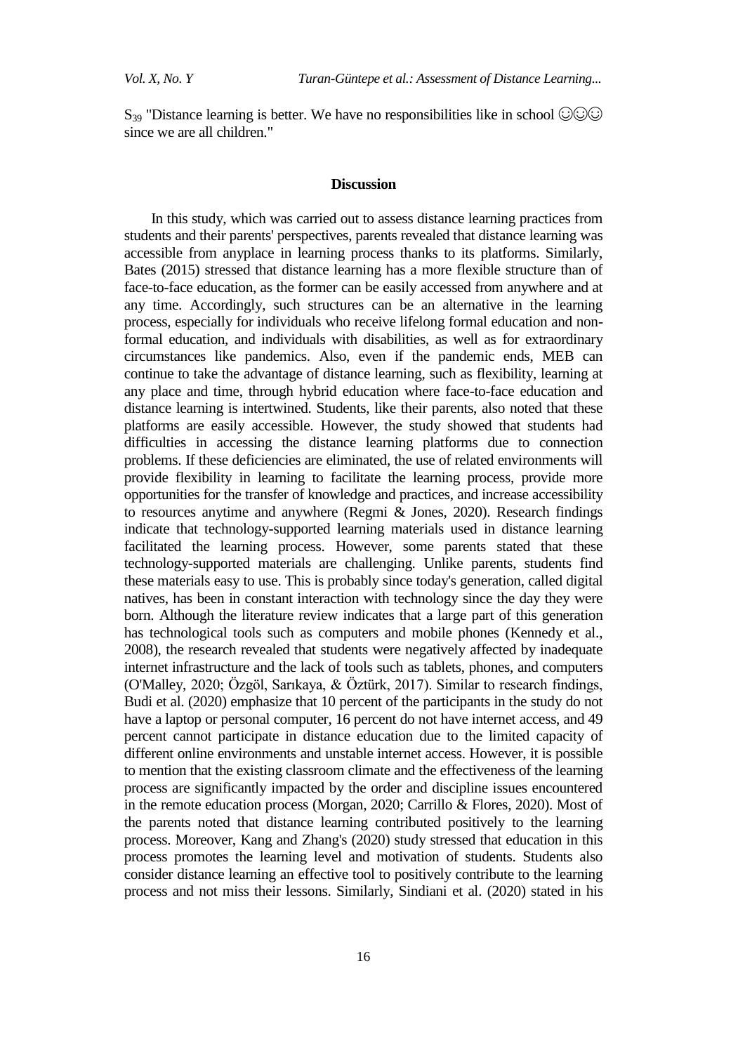$S_{39}$ "Distance learning is better. We have no responsibilities like in school ☺☺☺ since we are all children."

## Discussion

In this study, which was carried out to assess distance learning practices from students and their parents' perspectives, parents revealed that distance learning was accessible from anyplace in learning process thanks to its platforms. Similarly, Bates (2015) stressed that distance learning has a more flexible structure than of face-to-face education, as the former can be easily accessed from anywhere and at any time. Accordingly, such structures can be an alternative in the learning process, especially for individuals who receive lifelong formal education and non-formal education, and individuals with disabilities, as well as for extraordinary circumstances like pandemics. Also, even if the pandemic ends, MEB can continue to take the advantage of distance learning, such as flexibility, learning at any place and time, through hybrid education where face-to-face education and distance learning is intertwined. Students, like their parents, also noted that these platforms are easily accessible. However, the study showed that students had difficulties in accessing the distance learning platforms due to connection problems. If these deficiencies are eliminated, the use of related environments will provide flexibility in learning to facilitate the learning process, provide more opportunities for the transfer of knowledge and practices, and increase accessibility to resources anytime and anywhere (Regmi & Jones, 2020). Research findings indicate that technology-supported learning materials used in distance learning facilitated the learning process. However, some parents stated that these technology-supported materials are challenging. Unlike parents, students find these materials easy to use. This is probably since today's generation, called digital natives, has been in constant interaction with technology since the day they were born. Although the literature review indicates that a large part of this generation has technological tools such as computers and mobile phones (Kennedy et al., 2008), the research revealed that students were negatively affected by inadequate internet infrastructure and the lack of tools such as tablets, phones, and computers (O'Malley, 2020; Özgöl, Sarıkaya, & Öztürk, 2017). Similar to research findings, Budi et al. (2020) emphasize that 10 percent of the participants in the study do not have a laptop or personal computer, 16 percent do not have internet access, and 49 percent cannot participate in distance education due to the limited capacity of different online environments and unstable internet access. However, it is possible to mention that the existing classroom climate and the effectiveness of the learning process are significantly impacted by the order and discipline issues encountered in the remote education process (Morgan, 2020; Carrillo & Flores, 2020). Most of the parents noted that distance learning contributed positively to the learning process. Moreover, Kang and Zhang's (2020) study stressed that education in this process promotes the learning level and motivation of students. Students also consider distance learning an effective tool to positively contribute to the learning process and not miss their lessons. Similarly, Sindiani et al. (2020) stated in his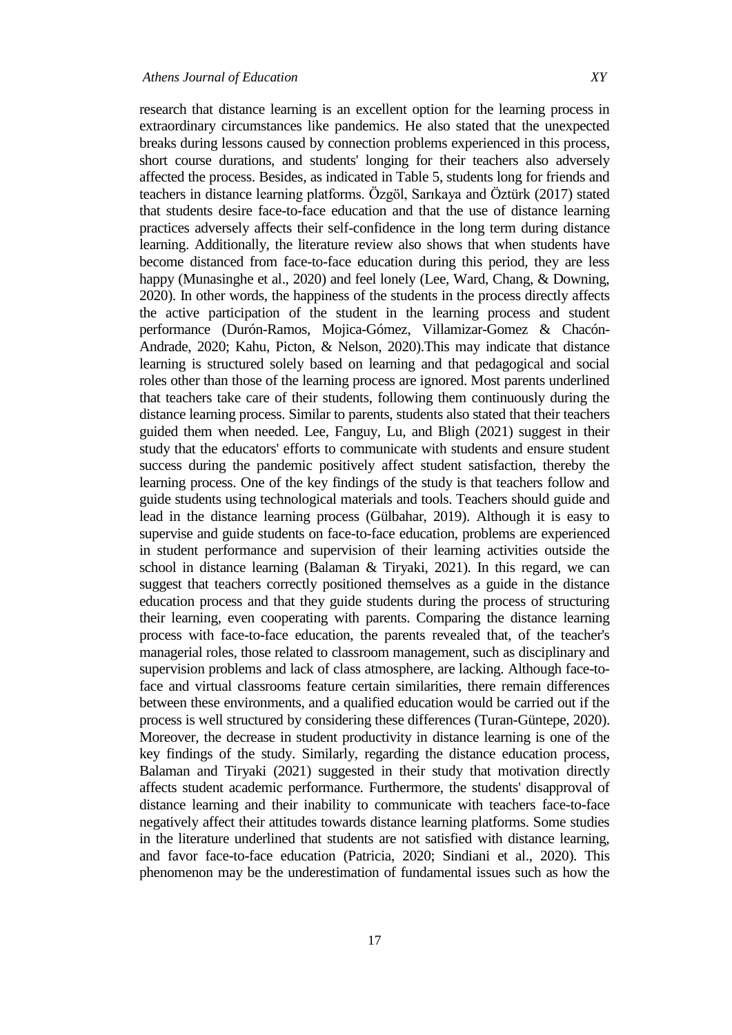research that distance learning is an excellent option for the learning process in extraordinary circumstances like pandemics. He also stated that the unexpected breaks during lessons caused by connection problems experienced in this process, short course durations, and students' longing for their teachers also adversely affected the process. Besides, as indicated in Table 5, students long for friends and teachers in distance learning platforms. Özgöl, Sarıkaya and Öztürk (2017) stated that students desire face-to-face education and that the use of distance learning practices adversely affects their self-confidence in the long term during distance learning. Additionally, the literature review also shows that when students have become distanced from face-to-face education during this period, they are less happy (Munasinghe et al., 2020) and feel lonely (Lee, Ward, Chang, & Downing, 2020). In other words, the happiness of the students in the process directly affects the active participation of the student in the learning process and student performance (Durón-Ramos, Mojica-Gómez, Villamizar-Gomez & Chacón-Andrade, 2020; Kahu, Picton, & Nelson, 2020).This may indicate that distance learning is structured solely based on learning and that pedagogical and social roles other than those of the learning process are ignored. Most parents underlined that teachers take care of their students, following them continuously during the distance learning process. Similar to parents, students also stated that their teachers guided them when needed. Lee, Fanguy, Lu, and Bligh (2021) suggest in their study that the educators' efforts to communicate with students and ensure student success during the pandemic positively affect student satisfaction, thereby the learning process. One of the key findings of the study is that teachers follow and guide students using technological materials and tools. Teachers should guide and lead in the distance learning process (Gülbahar, 2019). Although it is easy to supervise and guide students on face-to-face education, problems are experienced in student performance and supervision of their learning activities outside the school in distance learning (Balaman & Tiryaki, 2021). In this regard, we can suggest that teachers correctly positioned themselves as a guide in the distance education process and that they guide students during the process of structuring their learning, even cooperating with parents. Comparing the distance learning process with face-to-face education, the parents revealed that, of the teacher's managerial roles, those related to classroom management, such as disciplinary and supervision problems and lack of class atmosphere, are lacking. Although face-to-face and virtual classrooms feature certain similarities, there remain differences between these environments, and a qualified education would be carried out if the process is well structured by considering these differences (Turan-Güntepe, 2020). Moreover, the decrease in student productivity in distance learning is one of the key findings of the study. Similarly, regarding the distance education process, Balaman and Tiryaki (2021) suggested in their study that motivation directly affects student academic performance. Furthermore, the students' disapproval of distance learning and their inability to communicate with teachers face-to-face negatively affect their attitudes towards distance learning platforms. Some studies in the literature underlined that students are not satisfied with distance learning, and favor face-to-face education (Patricia, 2020; Sindiani et al., 2020). This phenomenon may be the underestimation of fundamental issues such as how the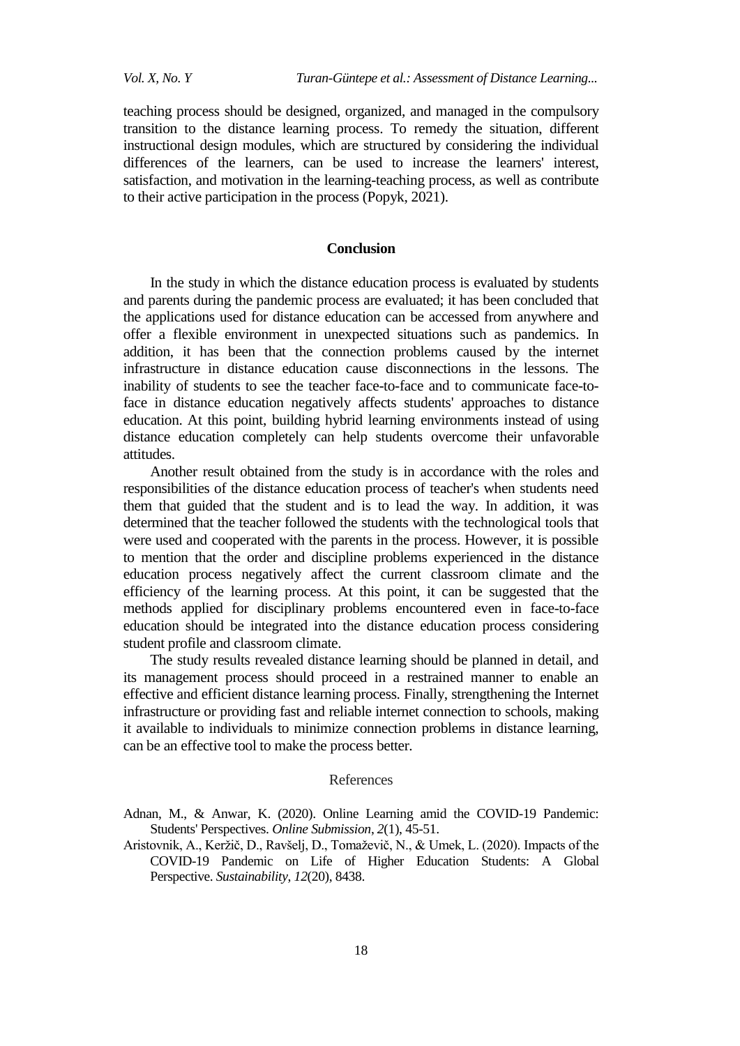teaching process should be designed, organized, and managed in the compulsory transition to the distance learning process. To remedy the situation, different instructional design modules, which are structured by considering the individual differences of the learners, can be used to increase the learners' interest, satisfaction, and motivation in the learning-teaching process, as well as contribute to their active participation in the process (Popyk, 2021).

## Conclusion

In the study in which the distance education process is evaluated by students and parents during the pandemic process are evaluated; it has been concluded that the applications used for distance education can be accessed from anywhere and offer a flexible environment in unexpected situations such as pandemics. In addition, it has been that the connection problems caused by the internet infrastructure in distance education cause disconnections in the lessons. The inability of students to see the teacher face-to-face and to communicate face-to-face in distance education negatively affects students' approaches to distance education. At this point, building hybrid learning environments instead of using distance education completely can help students overcome their unfavorable attitudes.

Another result obtained from the study is in accordance with the roles and responsibilities of the distance education process of teacher's when students need them that guided that the student and is to lead the way. In addition, it was determined that the teacher followed the students with the technological tools that were used and cooperated with the parents in the process. However, it is possible to mention that the order and discipline problems experienced in the distance education process negatively affect the current classroom climate and the efficiency of the learning process. At this point, it can be suggested that the methods applied for disciplinary problems encountered even in face-to-face education should be integrated into the distance education process considering student profile and classroom climate.

The study results revealed distance learning should be planned in detail, and its management process should proceed in a restrained manner to enable an effective and efficient distance learning process. Finally, strengthening the Internet infrastructure or providing fast and reliable internet connection to schools, making it available to individuals to minimize connection problems in distance learning, can be an effective tool to make the process better.

## References

Adnan, M., & Anwar, K. (2020). Online Learning amid the COVID-19 Pandemic: Students' Perspectives. *Online Submission*, *2*(1), 45-51.

Aristovnik, A., Keržič, D., Ravšelj, D., Tomaževič, N., & Umek, L. (2020). Impacts of the COVID-19 Pandemic on Life of Higher Education Students: A Global Perspective. *Sustainability*, *12*(20), 8438.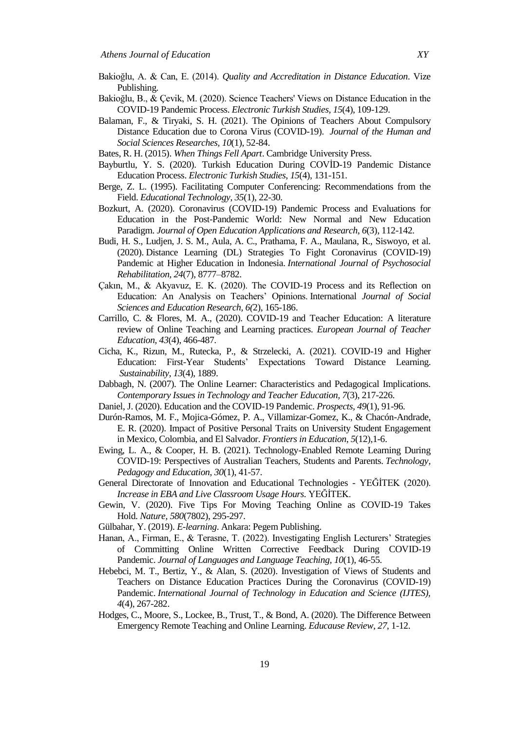Bakioğlu, A. & Can, E. (2014). *Quality and Accreditation in Distance Education*. Vize Publishing.

Bakioğlu, B., & Çevik, M. (2020). Science Teachers' Views on Distance Education in the COVID-19 Pandemic Process. *Electronic Turkish Studies, 15*(4), 109-129.

Balaman, F., & Tiryaki, S. H. (2021). The Opinions of Teachers About Compulsory Distance Education due to Corona Virus (COVID-19). *Journal of the Human and Social Sciences Researches, 10*(1), 52-84.

Bates, R. H. (2015). *When Things Fell Apart*. Cambridge University Press.

Bayburtlu, Y. S. (2020). Turkish Education During COVİD-19 Pandemic Distance Education Process. *Electronic Turkish Studies, 15*(4), 131-151.

Berge, Z. L. (1995). Facilitating Computer Conferencing: Recommendations from the Field. *Educational Technology, 35*(1), 22-30.

Bozkurt, A. (2020). Coronavirus (COVID-19) Pandemic Process and Evaluations for Education in the Post-Pandemic World: New Normal and New Education Paradigm. *Journal of Open Education Applications and Research*, *6*(3), 112-142.

Budi, H. S., Ludjen, J. S. M., Aula, A. C., Prathama, F. A., Maulana, R., Siswoyo, et al. (2020). Distance Learning (DL) Strategies To Fight Coronavirus (COVID-19) Pandemic at Higher Education in Indonesia. *International Journal of Psychosocial Rehabilitation, 24*(7), 8777–8782.

Çakın, M., & Akyavuz, E. K. (2020). The COVID-19 Process and its Reflection on Education: An Analysis on Teachers' Opinions. International *Journal of Social Sciences and Education Research, 6(*2), 165-186.

Carrillo, C. & Flores, M. A., (2020). COVID-19 and Teacher Education: A literature review of Online Teaching and Learning practices. *European Journal of Teacher Education, 43*(4), 466-487.

Cicha, K., Rizun, M., Rutecka, P., & Strzelecki, A. (2021). COVID-19 and Higher Education: First-Year Students' Expectations Toward Distance Learning. *Sustainability, 13*(4), 1889.

Dabbagh, N. (2007). The Online Learner: Characteristics and Pedagogical Implications. *Contemporary Issues in Technology and Teacher Education, 7*(3), 217-226.

Daniel, J. (2020). Education and the COVID-19 Pandemic. *Prospects*, *49*(1), 91-96.

Durón-Ramos, M. F., Mojica-Gómez, P. A., Villamizar-Gomez, K., & Chacón-Andrade, E. R. (2020). Impact of Positive Personal Traits on University Student Engagement in Mexico, Colombia, and El Salvador. *Frontiers in Education*, *5*(12),1-6.

Ewing, L. A., & Cooper, H. B. (2021). Technology-Enabled Remote Learning During COVID-19: Perspectives of Australian Teachers, Students and Parents. *Technology, Pedagogy and Education*, *30*(1), 41-57.

General Directorate of Innovation and Educational Technologies - YEĞİTEK (2020). *Increase in EBA and Live Classroom Usage Hours.* YEĞİTEK.

Gewin, V. (2020). Five Tips For Moving Teaching Online as COVID-19 Takes Hold. *Nature, 580*(7802), 295-297.

Gülbahar, Y. (2019). *E-learning*. Ankara: Pegem Publishing.

Hanan, A., Firman, E., & Terasne, T. (2022). Investigating English Lecturers' Strategies of Committing Online Written Corrective Feedback During COVID-19 Pandemic. *Journal of Languages and Language Teaching, 10*(1), 46-55.

Hebebci, M. T., Bertiz, Y., & Alan, S. (2020). Investigation of Views of Students and Teachers on Distance Education Practices During the Coronavirus (COVID-19) Pandemic. *International Journal of Technology in Education and Science (IJTES), 4*(4), 267-282.

Hodges, C., Moore, S., Lockee, B., Trust, T., & Bond, A. (2020). The Difference Between Emergency Remote Teaching and Online Learning. *Educause Review*, *27*, 1-12.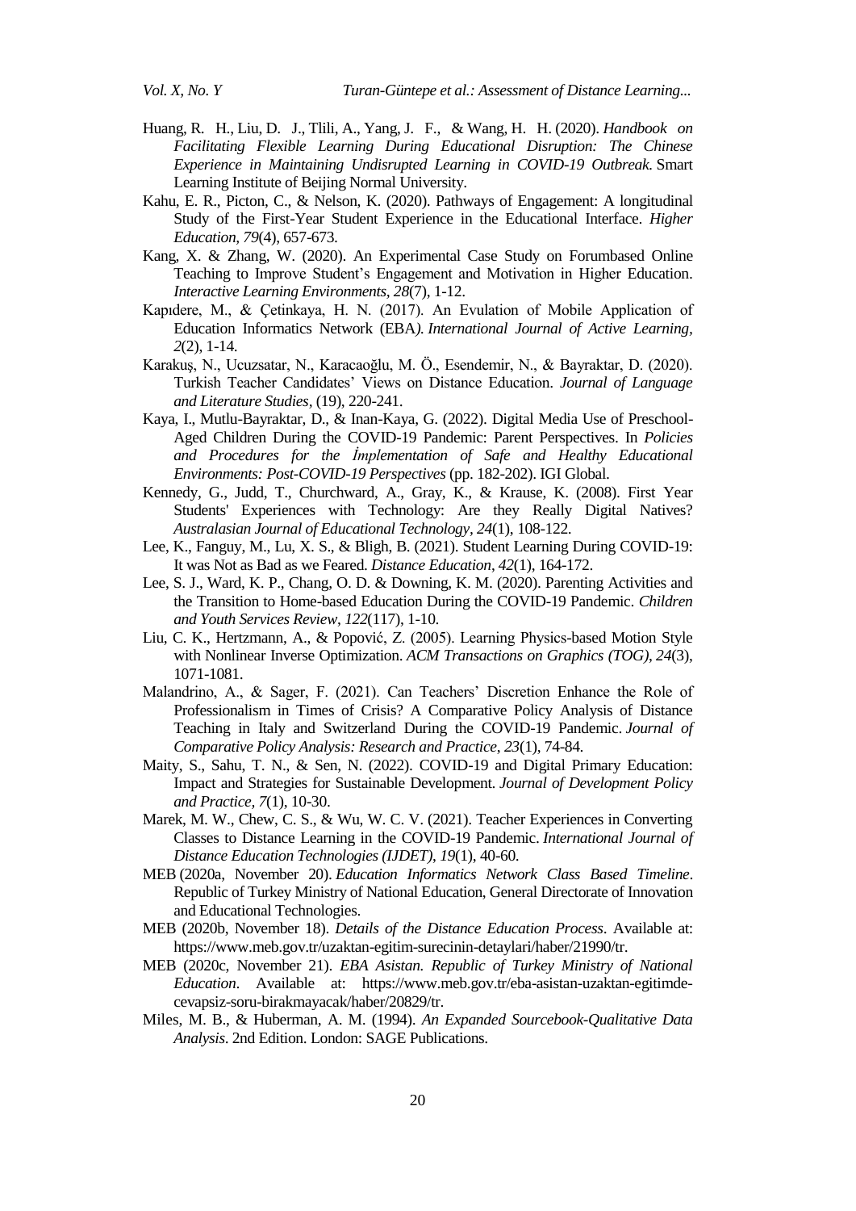Huang, R. H., Liu, D. J., Tlili, A., Yang, J. F., & Wang, H. H. (2020). *Handbook on Facilitating Flexible Learning During Educational Disruption: The Chinese Experience in Maintaining Undisrupted Learning in COVID-19 Outbreak.* Smart Learning Institute of Beijing Normal University.

Kahu, E. R., Picton, C., & Nelson, K. (2020). Pathways of Engagement: A longitudinal Study of the First-Year Student Experience in the Educational Interface. *Higher Education, 79*(4), 657-673.

Kang, X. & Zhang, W. (2020). An Experimental Case Study on Forumbased Online Teaching to Improve Student's Engagement and Motivation in Higher Education. *Interactive Learning Environments, 28*(7), 1-12.

Kapıdere, M., & Çetinkaya, H. N. (2017). An Evulation of Mobile Application of Education Informatics Network (EBA*). International Journal of Active Learning, 2*(2), 1-14.

Karakuş, N., Ucuzsatar, N., Karacaoğlu, M. Ö., Esendemir, N., & Bayraktar, D. (2020). Turkish Teacher Candidates' Views on Distance Education. *Journal of Language and Literature Studies*, (19), 220-241.

Kaya, I., Mutlu-Bayraktar, D., & Inan-Kaya, G. (2022). Digital Media Use of Preschool-Aged Children During the COVID-19 Pandemic: Parent Perspectives. In *Policies and Procedures for the İmplementation of Safe and Healthy Educational Environments: Post-COVID-19 Perspectives* (pp. 182-202). IGI Global.

Kennedy, G., Judd, T., Churchward, A., Gray, K., & Krause, K. (2008). First Year Students' Experiences with Technology: Are they Really Digital Natives? *Australasian Journal of Educational Technology, 24*(1), 108-122.

Lee, K., Fanguy, M., Lu, X. S., & Bligh, B. (2021). Student Learning During COVID-19: It was Not as Bad as we Feared. *Distance Education*, *42*(1), 164-172.

Lee, S. J., Ward, K. P., Chang, O. D. & Downing, K. M. (2020). Parenting Activities and the Transition to Home-based Education During the COVID-19 Pandemic. *Children and Youth Services Review*, *122*(117), 1-10.

Liu, C. K., Hertzmann, A., & Popović, Z. (2005). Learning Physics-based Motion Style with Nonlinear Inverse Optimization. *ACM Transactions on Graphics (TOG)*, *24*(3), 1071-1081.

Malandrino, A., & Sager, F. (2021). Can Teachers' Discretion Enhance the Role of Professionalism in Times of Crisis? A Comparative Policy Analysis of Distance Teaching in Italy and Switzerland During the COVID-19 Pandemic. *Journal of Comparative Policy Analysis: Research and Practice*, *23*(1), 74-84.

Maity, S., Sahu, T. N., & Sen, N. (2022). COVID-19 and Digital Primary Education: Impact and Strategies for Sustainable Development. *Journal of Development Policy and Practice, 7*(1), 10-30.

Marek, M. W., Chew, C. S., & Wu, W. C. V. (2021). Teacher Experiences in Converting Classes to Distance Learning in the COVID-19 Pandemic. *International Journal of Distance Education Technologies (IJDET)*, *19*(1), 40-60.

MEB (2020a, November 20). *Education Informatics Network Class Based Timeline*. Republic of Turkey Ministry of National Education, General Directorate of Innovation and Educational Technologies.

MEB (2020b, November 18). *Details of the Distance Education Process*. Available at: https://www.meb.gov.tr/uzaktan-egitim-surecinin-detaylari/haber/21990/tr.

MEB (2020c, November 21). *EBA Asistan. Republic of Turkey Ministry of National Education*. Available at: https://www.meb.gov.tr/eba-asistan-uzaktan-egitimde-cevapsiz-soru-birakmayacak/haber/20829/tr.

Miles, M. B., & Huberman, A. M. (1994). *An Expanded Sourcebook-Qualitative Data Analysis*. 2nd Edition. London: SAGE Publications.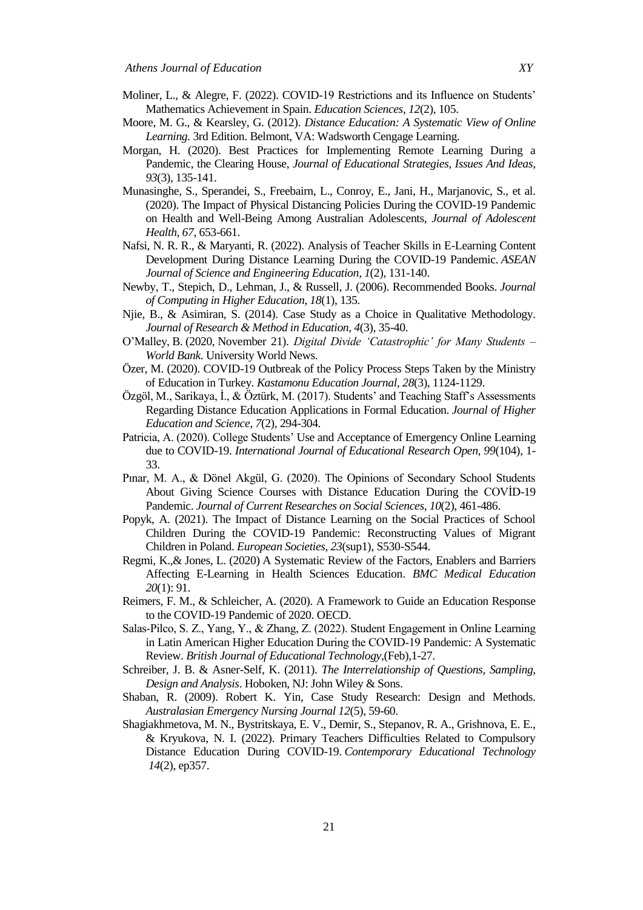Moliner, L., & Alegre, F. (2022). COVID-19 Restrictions and its Influence on Students' Mathematics Achievement in Spain. *Education Sciences*, *12*(2), 105.

Moore, M. G., & Kearsley, G. (2012). *Distance Education: A Systematic View of Online Learning.* 3rd Edition. Belmont, VA: Wadsworth Cengage Learning.

Morgan, H. (2020). Best Practices for Implementing Remote Learning During a Pandemic, the Clearing House, *Journal of Educational Strategies, Issues And Ideas*, *93*(3), 135-141.

Munasinghe, S., Sperandei, S., Freebairn, L., Conroy, E., Jani, H., Marjanovic, S., et al. (2020). The Impact of Physical Distancing Policies During the COVID-19 Pandemic on Health and Well-Being Among Australian Adolescents, *Journal of Adolescent Health*, *67*, 653-661.

Nafsi, N. R. R., & Maryanti, R. (2022). Analysis of Teacher Skills in E-Learning Content Development During Distance Learning During the COVID-19 Pandemic. *ASEAN Journal of Science and Engineering Education*, *1*(2), 131-140.

Newby, T., Stepich, D., Lehman, J., & Russell, J. (2006). Recommended Books. *Journal of Computing in Higher Education*, *18*(1), 135.

Njie, B., & Asimiran, S. (2014). Case Study as a Choice in Qualitative Methodology. *Journal of Research & Method in Education*, *4*(3), 35-40.

O'Malley, B. (2020, November 21). *Digital Divide 'Catastrophic' for Many Students – World Bank*. University World News.

Özer, M. (2020). COVID-19 Outbreak of the Policy Process Steps Taken by the Ministry of Education in Turkey. *Kastamonu Education Journal*, *28*(3), 1124-1129.

Özgöl, M., Sarikaya, İ., & Öztürk, M. (2017). Students' and Teaching Staff's Assessments Regarding Distance Education Applications in Formal Education. *Journal of Higher Education and Science*, *7*(2), 294-304.

Patricia, A. (2020). College Students' Use and Acceptance of Emergency Online Learning due to COVID-19. *International Journal of Educational Research Open*, *99*(104), 1-33.

Pınar, M. A., & Dönel Akgül, G. (2020). The Opinions of Secondary School Students About Giving Science Courses with Distance Education During the COVİD-19 Pandemic. *Journal of Current Researches on Social Sciences*, *10*(2), 461-486.

Popyk, A. (2021). The Impact of Distance Learning on the Social Practices of School Children During the COVID-19 Pandemic: Reconstructing Values of Migrant Children in Poland. *European Societies*, *23*(sup1), S530-S544.

Regmi, K.,& Jones, L. (2020) A Systematic Review of the Factors, Enablers and Barriers Affecting E-Learning in Health Sciences Education. *BMC Medical Education* *20*(1): 91.

Reimers, F. M., & Schleicher, A. (2020). A Framework to Guide an Education Response to the COVID-19 Pandemic of 2020. OECD.

Salas-Pilco, S. Z., Yang, Y., & Zhang, Z. (2022). Student Engagement in Online Learning in Latin American Higher Education During the COVID-19 Pandemic: A Systematic Review. *British Journal of Educational Technology*,(Feb),1-27.

Schreiber, J. B. & Asner-Self, K. (2011). *The Interrelationship of Questions, Sampling, Design and Analysis*. Hoboken, NJ: John Wiley & Sons.

Shaban, R. (2009). Robert K. Yin, Case Study Research: Design and Methods. *Australasian Emergency Nursing Journal* *12*(5), 59-60.

Shagiakhmetova, M. N., Bystritskaya, E. V., Demir, S., Stepanov, R. A., Grishnova, E. E., & Kryukova, N. I. (2022). Primary Teachers Difficulties Related to Compulsory Distance Education During COVID-19. *Contemporary Educational Technology* *14*(2), ep357.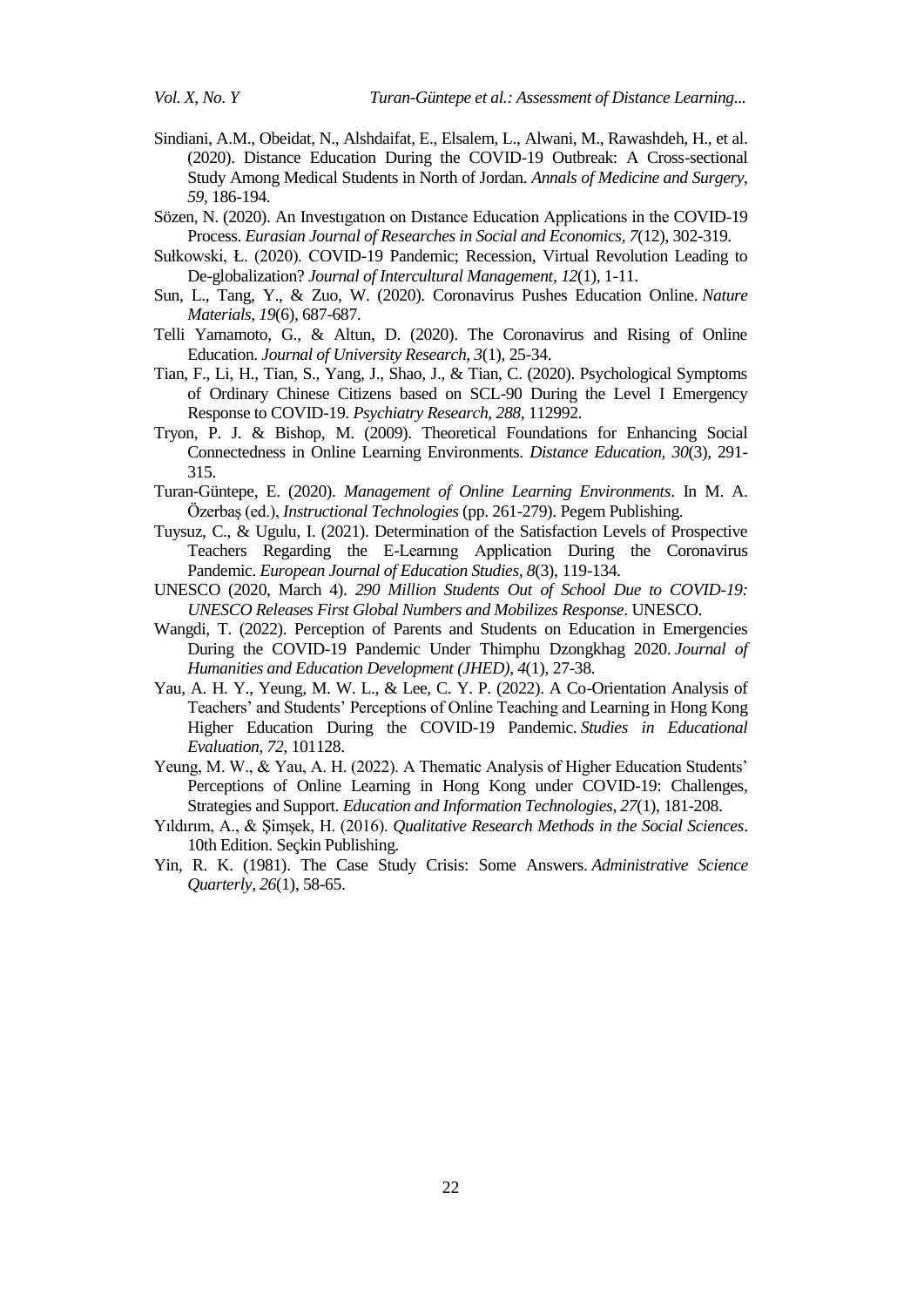Sindiani, A.M., Obeidat, N., Alshdaifat, E., Elsalem, L., Alwani, M., Rawashdeh, H., et al. (2020). Distance Education During the COVID-19 Outbreak: A Cross-sectional Study Among Medical Students in North of Jordan. *Annals of Medicine and Surgery*, *59*, 186-194.

Sözen, N. (2020). An Investıgatıon on Dıstance Education Applications in the COVID-19 Process. *Eurasian Journal of Researches in Social and Economics*, *7*(12), 302-319.

Sułkowski, Ł. (2020). COVID-19 Pandemic; Recession, Virtual Revolution Leading to De-globalization? *Journal of Intercultural Management*, *12*(1), 1-11.

Sun, L., Tang, Y., & Zuo, W. (2020). Coronavirus Pushes Education Online. *Nature Materials*, *19*(6), 687-687.

Telli Yamamoto, G., & Altun, D. (2020). The Coronavirus and Rising of Online Education. *Journal of University Research, 3*(1), 25-34.

Tian, F., Li, H., Tian, S., Yang, J., Shao, J., & Tian, C. (2020). Psychological Symptoms of Ordinary Chinese Citizens based on SCL-90 During the Level I Emergency Response to COVID-19. *Psychiatry Research, 288*, 112992.

Tryon, P. J. & Bishop, M. (2009). Theoretical Foundations for Enhancing Social Connectedness in Online Learning Environments. *Distance Education, 30*(3), 291-315.

Turan-Güntepe, E. (2020). *Management of Online Learning Environments*. In M. A. Özerbaş (ed.), *Instructional Technologies* (pp. 261-279). Pegem Publishing.

Tuysuz, C., & Ugulu, I. (2021). Determination of the Satisfaction Levels of Prospective Teachers Regarding the E-Learnıng Application During the Coronavirus Pandemic. *European Journal of Education Studies*, *8*(3), 119-134.

UNESCO (2020, March 4). *290 Million Students Out of School Due to COVID-19: UNESCO Releases First Global Numbers and Mobilizes Response*. UNESCO.

Wangdi, T. (2022). Perception of Parents and Students on Education in Emergencies During the COVID-19 Pandemic Under Thimphu Dzongkhag 2020. *Journal of Humanities and Education Development (JHED)*, *4*(1), 27-38.

Yau, A. H. Y., Yeung, M. W. L., & Lee, C. Y. P. (2022). A Co-Orientation Analysis of Teachers' and Students' Perceptions of Online Teaching and Learning in Hong Kong Higher Education During the COVID-19 Pandemic. *Studies in Educational Evaluation*, *72*, 101128.

Yeung, M. W., & Yau, A. H. (2022). A Thematic Analysis of Higher Education Students' Perceptions of Online Learning in Hong Kong under COVID-19: Challenges, Strategies and Support. *Education and Information Technologies*, *27*(1), 181-208.

Yıldırım, A., & Şimşek, H. (2016). *Qualitative Research Methods in the Social Sciences*. 10th Edition. Seçkin Publishing.

Yin, R. K. (1981). The Case Study Crisis: Some Answers. *Administrative Science Quarterly*, *26*(1), 58-65.